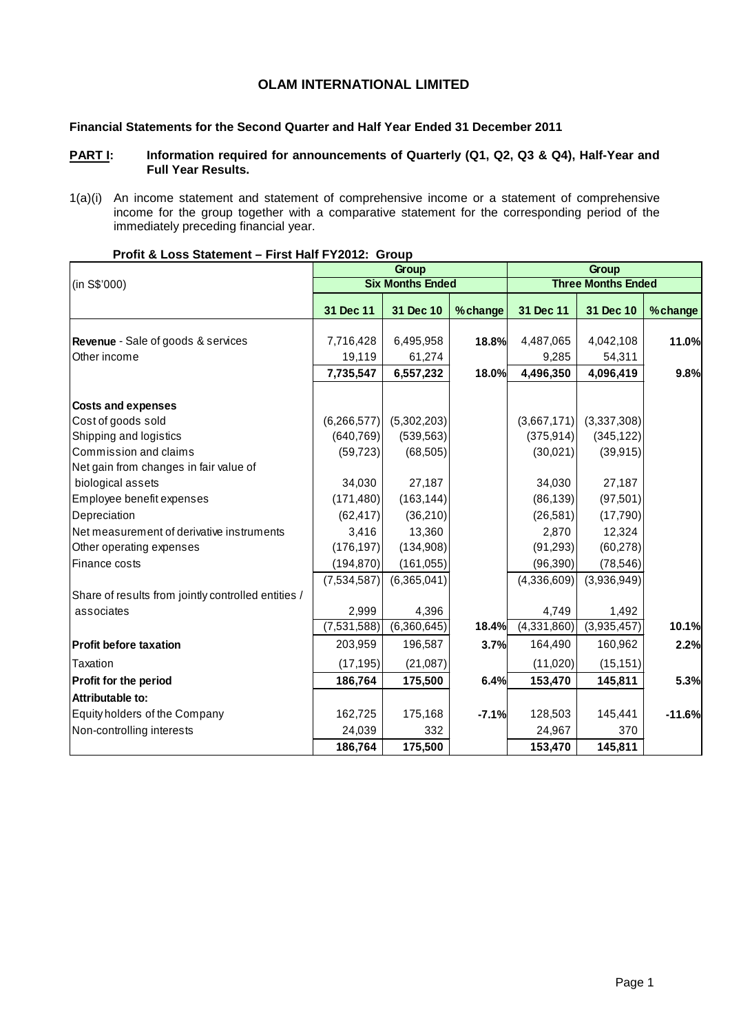# OLAM INTERNATIONAL LIMITED

**Financial Statements for the Second Quarter and Half Year Ended 31 December 2011**

**PART I: Information required for announcements of Quarterly (Q1, Q2, Q3 & Q4), Half-Year and Full Year Results.**

1(a)(i) An income statement and statement of comprehensive income or a statement of comprehensive income for the group together with a comparative statement for the corresponding period of the immediately preceding financial year.

**Profit & Loss Statement – First Half FY2012: Group**

| (in S$'000) | Group | | | Group | | |
|---|---|---|---|---|---|---|
| | Six Months Ended | | | Three Months Ended | | |
| | 31 Dec 11 | 31 Dec 10 | % change | 31 Dec 11 | 31 Dec 10 | % change |
| **Revenue** - Sale of goods & services | 7,716,428 | 6,495,958 | **18.8%** | 4,487,065 | 4,042,108 | **11.0%** |
| Other income | 19,119 | 61,274 | | 9,285 | 54,311 | |
| | **7,735,547** | **6,557,232** | **18.0%** | **4,496,350** | **4,096,419** | **9.8%** |
| **Costs and expenses** | | | | | | |
| Cost of goods sold | (6,266,577) | (5,302,203) | | (3,667,171) | (3,337,308) | |
| Shipping and logistics | (640,769) | (539,563) | | (375,914) | (345,122) | |
| Commission and claims | (59,723) | (68,505) | | (30,021) | (39,915) | |
| Net gain from changes in fair value of biological assets | 34,030 | 27,187 | | 34,030 | 27,187 | |
| Employee benefit expenses | (171,480) | (163,144) | | (86,139) | (97,501) | |
| Depreciation | (62,417) | (36,210) | | (26,581) | (17,790) | |
| Net measurement of derivative instruments | 3,416 | 13,360 | | 2,870 | 12,324 | |
| Other operating expenses | (176,197) | (134,908) | | (91,293) | (60,278) | |
| Finance costs | (194,870) | (161,055) | | (96,390) | (78,546) | |
| | (7,534,587) | (6,365,041) | | (4,336,609) | (3,936,949) | |
| Share of results from jointly controlled entities / associates | 2,999 | 4,396 | | 4,749 | 1,492 | |
| | (7,531,588) | (6,360,645) | **18.4%** | (4,331,860) | (3,935,457) | **10.1%** |
| **Profit before taxation** | 203,959 | 196,587 | **3.7%** | 164,490 | 160,962 | **2.2%** |
| Taxation | (17,195) | (21,087) | | (11,020) | (15,151) | |
| **Profit for the period** | **186,764** | **175,500** | **6.4%** | **153,470** | **145,811** | **5.3%** |
| **Attributable to:** | | | | | | |
| Equity holders of the Company | 162,725 | 175,168 | **-7.1%** | 128,503 | 145,441 | **-11.6%** |
| Non-controlling interests | 24,039 | 332 | | 24,967 | 370 | |
| | **186,764** | **175,500** | | **153,470** | **145,811** | |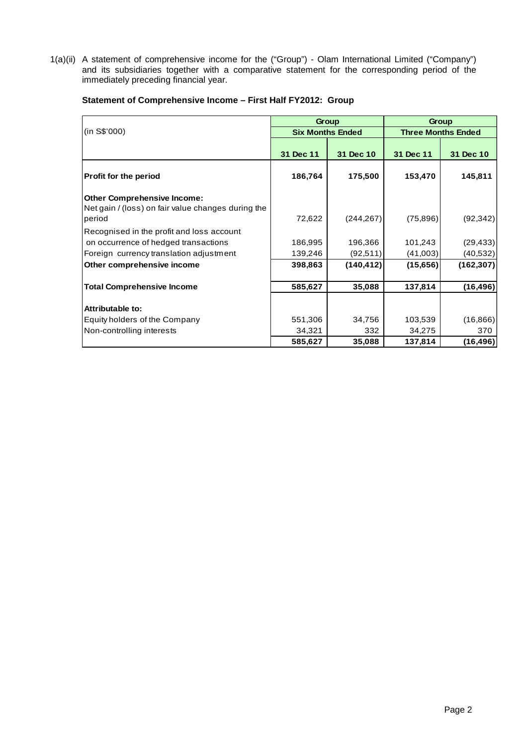1(a)(ii) A statement of comprehensive income for the ("Group") - Olam International Limited ("Company") and its subsidiaries together with a comparative statement for the corresponding period of the immediately preceding financial year.

**Statement of Comprehensive Income – First Half FY2012: Group**

| (in S$'000) | Group | | Group | |
|---|---|---|---|---|
| | Six Months Ended | | Three Months Ended | |
| | 31 Dec 11 | 31 Dec 10 | 31 Dec 11 | 31 Dec 10 |
| **Profit for the period** | **186,764** | **175,500** | **153,470** | **145,811** |
| **Other Comprehensive Income:** | | | | |
| Net gain / (loss) on fair value changes during the period | 72,622 | (244,267) | (75,896) | (92,342) |
| Recognised in the profit and loss account on occurrence of hedged transactions | 186,995 | 196,366 | 101,243 | (29,433) |
| Foreign currency translation adjustment | 139,246 | (92,511) | (41,003) | (40,532) |
| **Other comprehensive income** | **398,863** | **(140,412)** | **(15,656)** | **(162,307)** |
| **Total Comprehensive Income** | **585,627** | **35,088** | **137,814** | **(16,496)** |
| **Attributable to:** | | | | |
| Equity holders of the Company | 551,306 | 34,756 | 103,539 | (16,866) |
| Non-controlling interests | 34,321 | 332 | 34,275 | 370 |
| | **585,627** | **35,088** | **137,814** | **(16,496)** |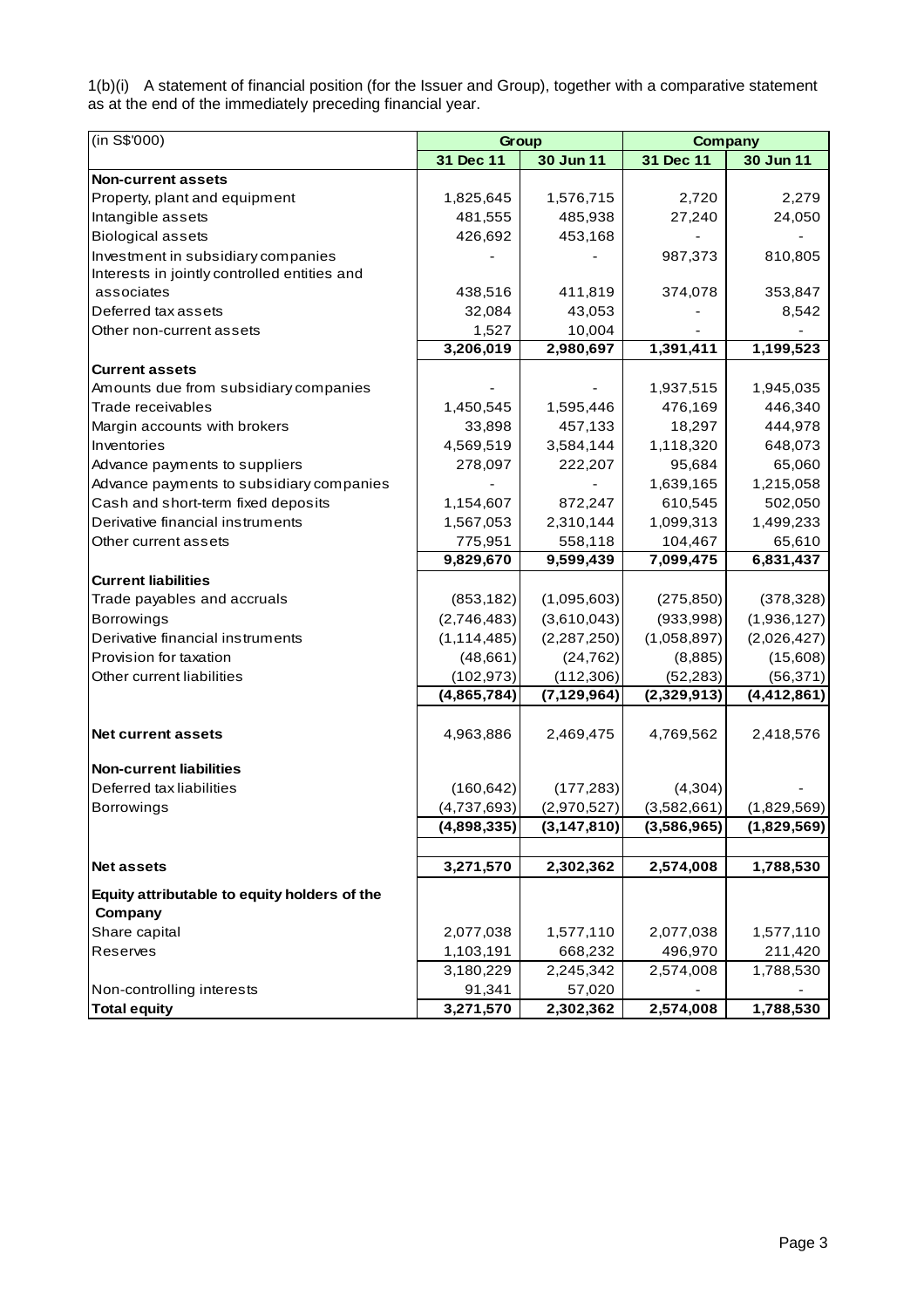1(b)(i) A statement of financial position (for the Issuer and Group), together with a comparative statement as at the end of the immediately preceding financial year.

| (in S$'000) | Group | | Company | |
|---|---|---|---|---|
| | **31 Dec 11** | **30 Jun 11** | **31 Dec 11** | **30 Jun 11** |
| **Non-current assets** | | | | |
| Property, plant and equipment | 1,825,645 | 1,576,715 | 2,720 | 2,279 |
| Intangible assets | 481,555 | 485,938 | 27,240 | 24,050 |
| Biological assets | 426,692 | 453,168 | - | - |
| Investment in subsidiary companies | - | - | 987,373 | 810,805 |
| Interests in jointly controlled entities and associates | 438,516 | 411,819 | 374,078 | 353,847 |
| Deferred tax assets | 32,084 | 43,053 | - | 8,542 |
| Other non-current assets | 1,527 | 10,004 | - | - |
| | **3,206,019** | **2,980,697** | **1,391,411** | **1,199,523** |
| **Current assets** | | | | |
| Amounts due from subsidiary companies | - | - | 1,937,515 | 1,945,035 |
| Trade receivables | 1,450,545 | 1,595,446 | 476,169 | 446,340 |
| Margin accounts with brokers | 33,898 | 457,133 | 18,297 | 444,978 |
| Inventories | 4,569,519 | 3,584,144 | 1,118,320 | 648,073 |
| Advance payments to suppliers | 278,097 | 222,207 | 95,684 | 65,060 |
| Advance payments to subsidiary companies | - | - | 1,639,165 | 1,215,058 |
| Cash and short-term fixed deposits | 1,154,607 | 872,247 | 610,545 | 502,050 |
| Derivative financial instruments | 1,567,053 | 2,310,144 | 1,099,313 | 1,499,233 |
| Other current assets | 775,951 | 558,118 | 104,467 | 65,610 |
| | **9,829,670** | **9,599,439** | **7,099,475** | **6,831,437** |
| **Current liabilities** | | | | |
| Trade payables and accruals | (853,182) | (1,095,603) | (275,850) | (378,328) |
| Borrowings | (2,746,483) | (3,610,043) | (933,998) | (1,936,127) |
| Derivative financial instruments | (1,114,485) | (2,287,250) | (1,058,897) | (2,026,427) |
| Provision for taxation | (48,661) | (24,762) | (8,885) | (15,608) |
| Other current liabilities | (102,973) | (112,306) | (52,283) | (56,371) |
| | **(4,865,784)** | **(7,129,964)** | **(2,329,913)** | **(4,412,861)** |
| **Net current assets** | 4,963,886 | 2,469,475 | 4,769,562 | 2,418,576 |
| **Non-current liabilities** | | | | |
| Deferred tax liabilities | (160,642) | (177,283) | (4,304) | - |
| Borrowings | (4,737,693) | (2,970,527) | (3,582,661) | (1,829,569) |
| | **(4,898,335)** | **(3,147,810)** | **(3,586,965)** | **(1,829,569)** |
| **Net assets** | **3,271,570** | **2,302,362** | **2,574,008** | **1788,530** |
| **Equity attributable to equity holders of the Company** | | | | |
| Share capital | 2,077,038 | 1,577,110 | 2,077,038 | 1,577,110 |
| Reserves | 1,103,191 | 668,232 | 496,970 | 211,420 |
| | 3,180,229 | 2,245,342 | 2,574,008 | 1,788,530 |
| Non-controlling interests | 91,341 | 57,020 | - | - |
| **Total equity** | **3,271,570** | **2,302,362** | **2,574,008** | **1,788,530** |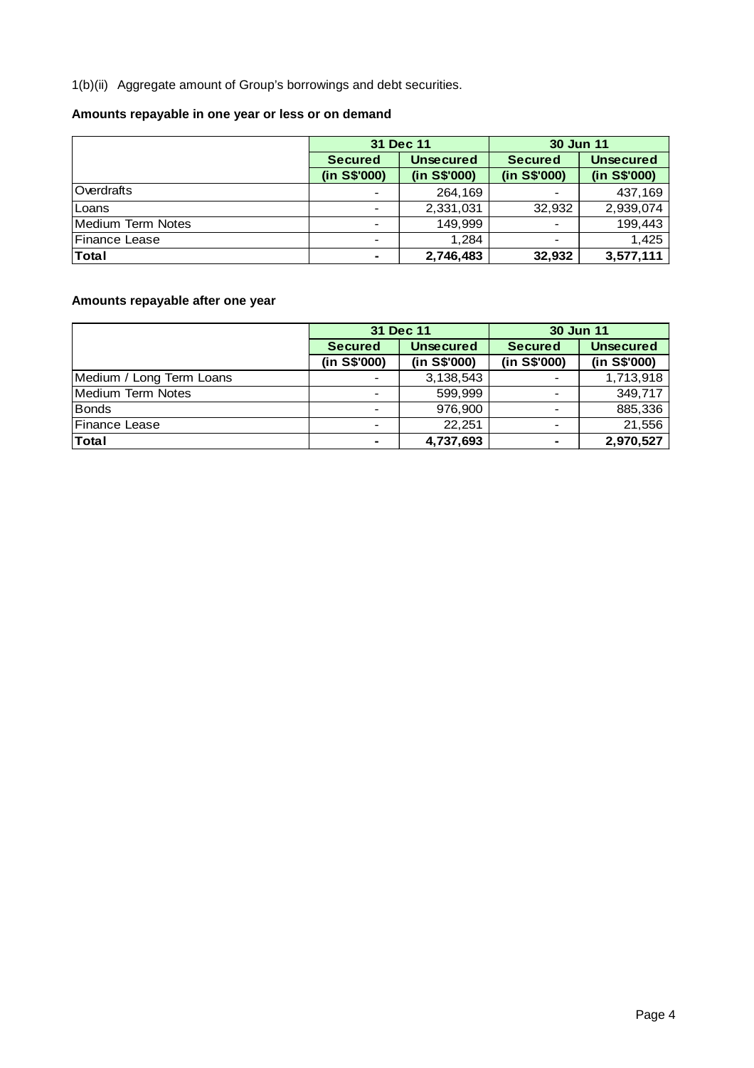1(b)(ii) Aggregate amount of Group's borrowings and debt securities.

**Amounts repayable in one year or less or on demand**

| | 31 Dec 11 | | 30 Jun 11 | |
|---|---|---|---|---|
| | Secured (in S$'000) | Unsecured (in S$'000) | Secured (in S$'000) | Unsecured (in S$'000) |
| Overdrafts | - | 264,169 | - | 437,169 |
| Loans | - | 2,331,031 | 32,932 | 2,939,074 |
| Medium Term Notes | - | 149,999 | - | 199,443 |
| Finance Lease | - | 1,284 | - | 1,425 |
| **Total** | **-** | **2,746,483** | **32,932** | **3,577,111** |

**Amounts repayable after one year**

| | 31 Dec 11 | | 30 Jun 11 | |
|---|---|---|---|---|
| | Secured (in S$'000) | Unsecured (in S$'000) | Secured (in S$'000) | Unsecured (in S$'000) |
| Medium / Long Term Loans | - | 3,138,543 | - | 1,713,918 |
| Medium Term Notes | - | 599,999 | - | 349,717 |
| Bonds | - | 976,900 | - | 885,336 |
| Finance Lease | - | 22,251 | - | 21,556 |
| **Total** | **-** | **4,737,693** | **-** | **2,970,527** |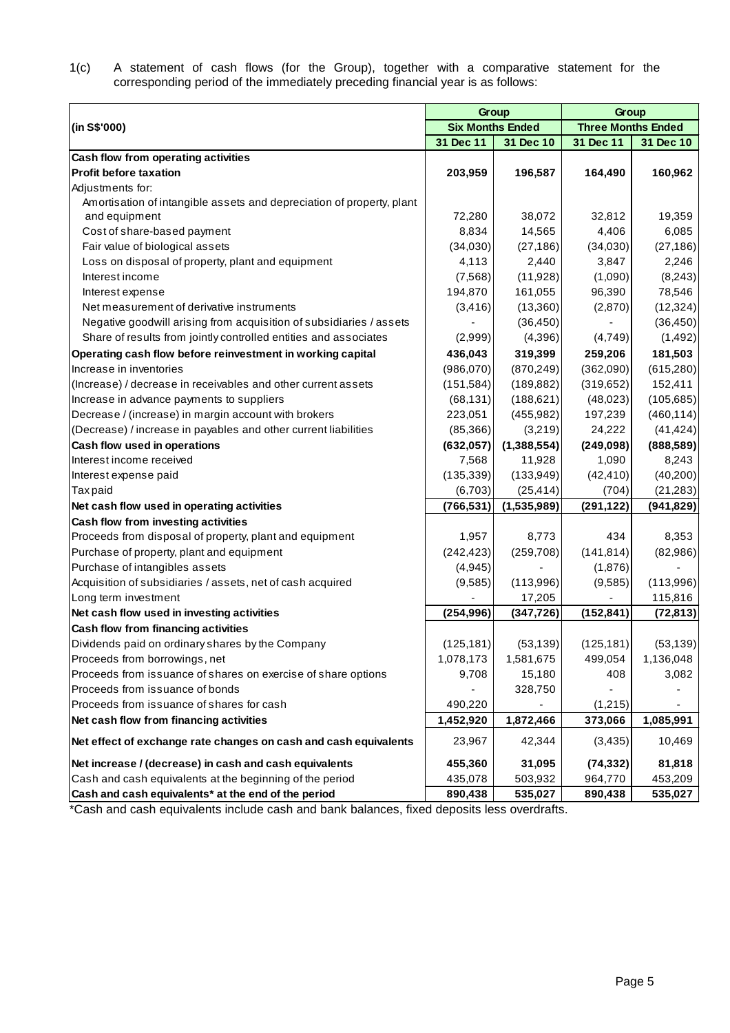1(c) A statement of cash flows (for the Group), together with a comparative statement for the corresponding period of the immediately preceding financial year is as follows:

| (in S$'000) | Group | | Group | |
|---|---|---|---|---|
| | Six Months Ended | | Three Months Ended | |
| | 31 Dec 11 | 31 Dec 10 | 31 Dec 11 | 31 Dec 10 |
| **Cash flow from operating activities** | | | | |
| **Profit before taxation** | **203,959** | **196,587** | **164,490** | **160,962** |
| Adjustments for: | | | | |
| Amortisation of intangible assets and depreciation of property, plant and equipment | 72,280 | 38,072 | 32,812 | 19,359 |
| Cost of share-based payment | 8,834 | 14,565 | 4,406 | 6,085 |
| Fair value of biological assets | (34,030) | (27,186) | (34,030) | (27,186) |
| Loss on disposal of property, plant and equipment | 4,113 | 2,440 | 3,847 | 2,246 |
| Interest income | (7,568) | (11,928) | (1,090) | (8,243) |
| Interest expense | 194,870 | 161,055 | 96,390 | 78,546 |
| Net measurement of derivative instruments | (3,416) | (13,360) | (2,870) | (12,324) |
| Negative goodwill arising from acquisition of subsidiaries / assets | - | (36,450) | - | (36,450) |
| Share of results from jointly controlled entities and associates | (2,999) | (4,396) | (4,749) | (1,492) |
| **Operating cash flow before reinvestment in working capital** | **436,043** | **319,399** | **259,206** | **181,503** |
| Increase in inventories | (986,070) | (870,249) | (362,090) | (615,280) |
| (Increase) / decrease in receivables and other current assets | (151,584) | (189,882) | (319,652) | 152,411 |
| Increase in advance payments to suppliers | (68,131) | (188,621) | (48,023) | (105,685) |
| Decrease / (increase) in margin account with brokers | 223,051 | (455,982) | 197,239 | (460,114) |
| (Decrease) / increase in payables and other current liabilities | (85,366) | (3,219) | 24,222 | (41,424) |
| **Cash flow used in operations** | **(632,057)** | **(1,388,554)** | **(249,098)** | **(888,589)** |
| Interest income received | 7,568 | 11,928 | 1,090 | 8,243 |
| Interest expense paid | (135,339) | (133,949) | (42,410) | (40,200) |
| Tax paid | (6,703) | (25,414) | (704) | (21,283) |
| **Net cash flow used in operating activities** | **(766,531)** | **(1,535,989)** | **(291,122)** | **(941,829)** |
| **Cash flow from investing activities** | | | | |
| Proceeds from disposal of property, plant and equipment | 1,957 | 8,773 | 434 | 8,353 |
| Purchase of property, plant and equipment | (242,423) | (259,708) | (141,814) | (82,986) |
| Purchase of intangibles assets | (4,945) | - | (1,876) | - |
| Acquisition of subsidiaries / assets, net of cash acquired | (9,585) | (113,996) | (9,585) | (113,996) |
| Long term investment | - | 17,205 | - | 115,816 |
| **Net cash flow used in investing activities** | **(254,996)** | **(347,726)** | **(152,841)** | **(72,813)** |
| **Cash flow from financing activities** | | | | |
| Dividends paid on ordinary shares by the Company | (125,181) | (53,139) | (125,181) | (53,139) |
| Proceeds from borrowings, net | 1,078,173 | 1,581,675 | 499,054 | 1,136,048 |
| Proceeds from issuance of shares on exercise of share options | 9,708 | 15,180 | 408 | 3,082 |
| Proceeds from issuance of bonds | - | 328,750 | - | - |
| Proceeds from issuance of shares for cash | 490,220 | - | (1,215) | - |
| **Net cash flow from financing activities** | **1,452,920** | **1,872,466** | **373,066** | **1,085,991** |
| **Net effect of exchange rate changes on cash and cash equivalents** | 23,967 | 42,344 | (3,435) | 10,469 |
| **Net increase / (decrease) in cash and cash equivalents** | **455,360** | **31,095** | **(74,332)** | **81,818** |
| Cash and cash equivalents at the beginning of the period | 435,078 | 503,932 | 964,770 | 453,209 |
| **Cash and cash equivalents* at the end of the period** | **890,438** | **535,027** | **890,438** | **535,027** |

*Cash and cash equivalents include cash and bank balances, fixed deposits less overdrafts.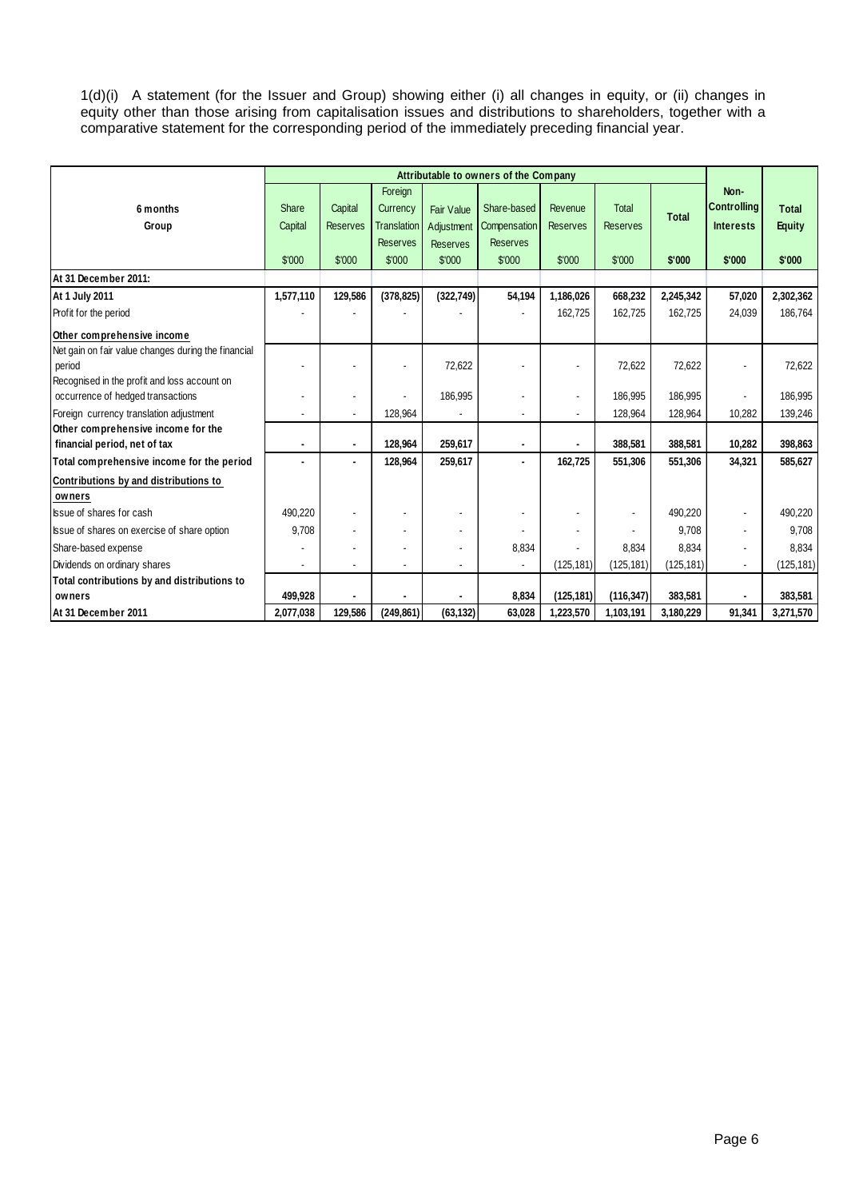1(d)(i) A statement (for the Issuer and Group) showing either (i) all changes in equity, or (ii) changes in equity other than those arising from capitalisation issues and distributions to shareholders, together with a comparative statement for the corresponding period of the immediately preceding financial year.

| 6 months Group | Attributable to owners of the Company | | | | | | | | Non-Controlling Interests | Total Equity |
|---|---|---|---|---|---|---|---|---|---|---|
| | Share Capital | Capital Reserves | Foreign Currency Translation Reserves | Fair Value Adjustment Reserves | Share-based Compensation Reserves | Revenue Reserves | Total Reserves | Total | | |
| | $'000 | $'000 | $'000 | $'000 | $'000 | $'000 | $'000 | $'000 | $'000 | $'000 |
| **At 31 December 2011:** | | | | | | | | | | |
| **At 1 July 2011** | **1,577,110** | **129,586** | **(378,825)** | **(322,749)** | **54,194** | **1,186,026** | **668,232** | **2,245,342** | **57,020** | **2,302,362** |
| Profit for the period | - | - | - | - | - | 162,725 | 162,725 | 162,725 | 24,039 | 186,764 |
| **Other comprehensive income** | | | | | | | | | | |
| Net gain on fair value changes during the financial period | - | - | - | 72,622 | - | - | 72,622 | 72,622 | - | 72,622 |
| Recognised in the profit and loss account on occurrence of hedged transactions | - | - | - | 186,995 | - | - | 186,995 | 186,995 | - | 186,995 |
| Foreign currency translation adjustment | - | - | 128,964 | - | - | - | 128,964 | 128,964 | 10,282 | 139,246 |
| **Other comprehensive income for the financial period, net of tax** | **-** | **-** | **128,964** | **259,617** | **-** | **-** | **388,581** | **388,581** | **10,282** | **398,863** |
| **Total comprehensive income for the period** | **-** | **-** | **128,964** | **259,617** | **-** | **162,725** | **551,306** | **551,306** | **34,321** | **585,627** |
| **Contributions by and distributions to owners** | | | | | | | | | | |
| Issue of shares for cash | 490,220 | - | - | - | - | - | - | 490,220 | - | 490,220 |
| Issue of shares on exercise of share option | 9,708 | - | - | - | - | - | - | 9,708 | - | 9,708 |
| Share-based expense | - | - | - | - | 8,834 | - | 8,834 | 8,834 | - | 8,834 |
| Dividends on ordinary shares | - | - | - | - | - | (125,181) | (125,181) | (125,181) | - | (125,181) |
| **Total contributions by and distributions to owners** | **499,928** | **-** | **-** | **-** | **8,834** | **(125,181)** | **(116,347)** | **383,581** | **-** | **383,581** |
| **At 31 December 2011** | **2,077,038** | **129,586** | **(249,861)** | **(63,132)** | **63,028** | **1,223,570** | **1,103,191** | **3,180,229** | **91,341** | **3,271,570** |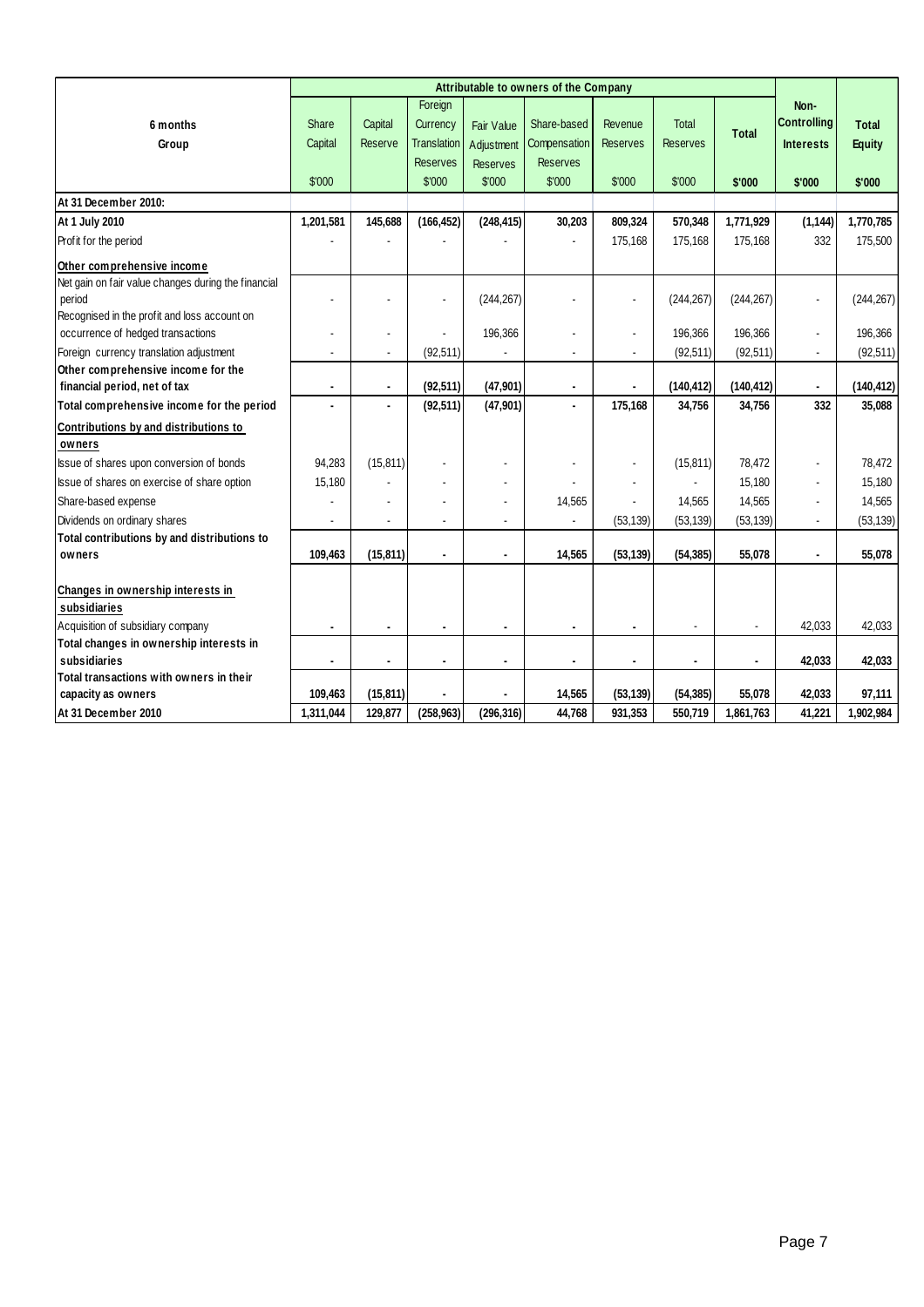| 6 months<br>Group | Attributable to owners of the Company | | | | | | | | Non-Controlling Interests | Total Equity |
|---|---|---|---|---|---|---|---|---|---|---|
| | Share Capital | Capital Reserve | Foreign Currency Translation Reserves | Fair Value Adjustment Reserves | Share-based Compensation Reserves | Revenue Reserves | Total Reserves | Total | | |
| | $'000 | | $'000 | $'000 | $'000 | $'000 | $'000 | $'000 | $'000 | $'000 |
| **At 31 December 2010:** | | | | | | | | | | |
| **At 1 July 2010** | **1,201,581** | **145,688** | **(166,452)** | **(248,415)** | **30,203** | **809,324** | **570,348** | **1,771,929** | **(1,144)** | **1,770,785** |
| Profit for the period | - | - | - | - | - | 175,168 | 175,168 | 175,168 | 332 | 175,500 |
| **Other comprehensive income** | | | | | | | | | | |
| Net gain on fair value changes during the financial period | - | - | - | (244,267) | - | - | (244,267) | (244,267) | - | (244,267) |
| Recognised in the profit and loss account on occurrence of hedged transactions | - | - | - | 196,366 | - | - | 196,366 | 196,366 | - | 196,366 |
| Foreign currency translation adjustment | - | - | (92,511) | - | - | - | (92,511) | (92,511) | - | (92,511) |
| **Other comprehensive income for the financial period, net of tax** | **-** | **-** | **(92,511)** | **(47,901)** | **-** | **-** | **(140,412)** | **(140,412)** | **-** | **(140,412)** |
| **Total comprehensive income for the period** | **-** | **-** | **(92,511)** | **(47,901)** | **-** | **175,168** | **34,756** | **34,756** | **332** | **35,088** |
| **Contributions by and distributions to owners** | | | | | | | | | | |
| Issue of shares upon conversion of bonds | 94,283 | (15,811) | - | - | - | - | (15,811) | 78,472 | - | 78,472 |
| Issue of shares on exercise of share option | 15,180 | - | - | - | - | - | - | 15,180 | - | 15,180 |
| Share-based expense | - | - | - | - | 14,565 | - | 14,565 | 14,565 | - | 14,565 |
| Dividends on ordinary shares | - | - | - | - | - | (53,139) | (53,139) | (53,139) | - | (53,139) |
| **Total contributions by and distributions to owners** | **109,463** | **(15,811)** | **-** | **-** | **14,565** | **(53,139)** | **(54,385)** | **55,078** | **-** | **55,078** |
| **Changes in ownership interests in subsidiaries** | | | | | | | | | | |
| Acquisition of subsidiary company | - | - | - | - | - | - | - | - | 42,033 | 42,033 |
| **Total changes in ownership interests in subsidiaries** | **-** | **-** | **-** | **-** | **-** | **-** | **-** | **-** | **42,033** | **42,033** |
| **Total transactions with owners in their capacity as owners** | **109,463** | **(15,811)** | **-** | **-** | **14,565** | **(53,139)** | **(54,385)** | **55,078** | **42,033** | **97,111** |
| **At 31 December 2010** | **1,311,044** | **129,877** | **(258,963)** | **(296,316)** | **44,768** | **931,353** | **550,719** | **1,861,763** | **41,221** | **1,902,984** |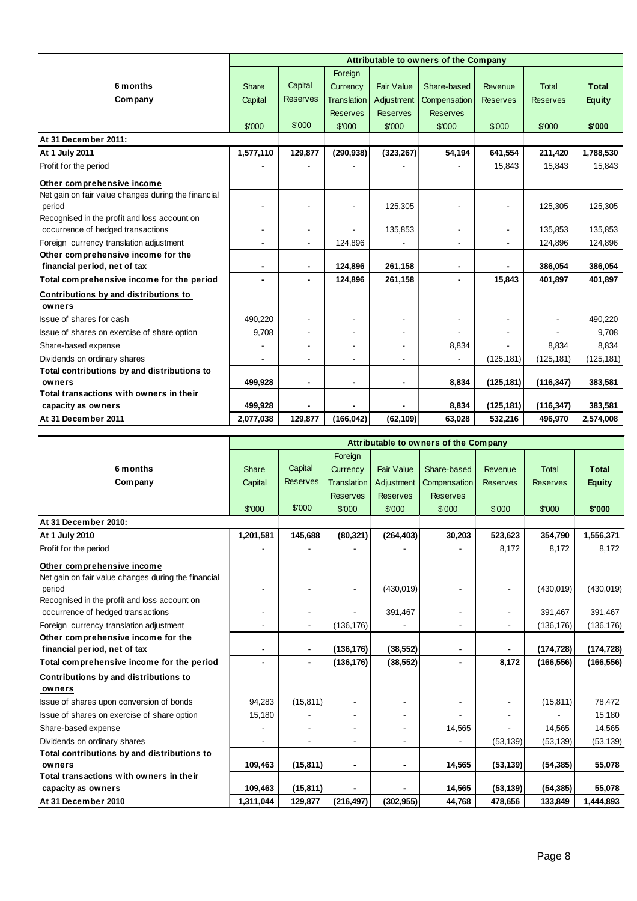| 6 months Company | Attributable to owners of the Company | | | | | | | |
|---|---|---|---|---|---|---|---|---|
| | Share Capital | Capital Reserves | Foreign Currency Translation Reserves | Fair Value Adjustment Reserves | Share-based Compensation Reserves | Revenue Reserves | Total Reserves | **Total Equity** |
| | $'000 | $'000 | $'000 | $'000 | $'000 | $'000 | $'000 | **$'000** |
| **At 31 December 2011:** | | | | | | | | |
| **At 1 July 2011** | **1,577,110** | **129,877** | **(290,938)** | **(323,267)** | **54,194** | **641,554** | **211,420** | **1,788,530** |
| Profit for the period | - | - | - | - | - | 15,843 | 15,843 | 15,843 |
| **Other comprehensive income** | | | | | | | | |
| Net gain on fair value changes during the financial period | - | - | - | 125,305 | - | - | 125,305 | 125,305 |
| Recognised in the profit and loss account on occurrence of hedged transactions | - | - | - | 135,853 | - | - | 135,853 | 135,853 |
| Foreign currency translation adjustment | - | - | 124,896 | - | - | - | 124,896 | 124,896 |
| **Other comprehensive income for the financial period, net of tax** | **-** | **-** | **124,896** | **261,158** | **-** | **-** | **386,054** | **386,054** |
| **Total comprehensive income for the period** | **-** | **-** | **124,896** | **261,158** | **-** | **15,843** | **401,897** | **401,897** |
| **Contributions by and distributions to owners** | | | | | | | | |
| Issue of shares for cash | 490,220 | - | - | - | - | - | - | 490,220 |
| Issue of shares on exercise of share option | 9,708 | - | - | - | - | - | - | 9,708 |
| Share-based expense | - | - | - | - | 8,834 | - | 8,834 | 8,834 |
| Dividends on ordinary shares | - | - | - | - | - | (125,181) | (125,181) | (125,181) |
| **Total contributions by and distributions to owners** | **499,928** | **-** | **-** | **-** | **8,834** | **(125,181)** | **(116,347)** | **383,581** |
| **Total transactions with owners in their capacity as owners** | **499,928** | **-** | **-** | **-** | **8,834** | **(125,181)** | **(116,347)** | **383,581** |
| **At 31 December 2011** | **2,077,038** | **129,877** | **(166,042)** | **(62,109)** | **63,028** | **532,216** | **496,970** | **2,574,008** |

| 6 months Company | Attributable to owners of the Company | | | | | | | |
|---|---|---|---|---|---|---|---|---|
| | Share Capital | Capital Reserves | Foreign Currency Translation Reserves | Fair Value Adjustment Reserves | Share-based Compensation Reserves | Revenue Reserves | Total Reserves | **Total Equity** |
| | $'000 | $'000 | $'000 | $'000 | $'000 | $'000 | $'000 | **$'000** |
| **At 31 December 2010:** | | | | | | | | |
| **At 1 July 2010** | **1,201,581** | **145,688** | **(80,321)** | **(264,403)** | **30,203** | **523,623** | **354,790** | **1,556,371** |
| Profit for the period | - | - | - | - | - | 8,172 | 8,172 | 8,172 |
| **Other comprehensive income** | | | | | | | | |
| Net gain on fair value changes during the financial period | - | - | - | (430,019) | - | - | (430,019) | (430,019) |
| Recognised in the profit and loss account on occurrence of hedged transactions | - | - | - | 391,467 | - | - | 391,467 | 391,467 |
| Foreign currency translation adjustment | - | - | (136,176) | - | - | - | (136,176) | (136,176) |
| **Other comprehensive income for the financial period, net of tax** | **-** | **-** | **(136,176)** | **(38,552)** | **-** | **-** | **(174,728)** | **(174,728)** |
| **Total comprehensive income for the period** | **-** | **-** | **(136,176)** | **(38,552)** | **-** | **8,172** | **(166,556)** | **(166,556)** |
| **Contributions by and distributions to owners** | | | | | | | | |
| Issue of shares upon conversion of bonds | 94,283 | (15,811) | - | - | - | - | (15,811) | 78,472 |
| Issue of shares on exercise of share option | 15,180 | - | - | - | - | - | - | 15,180 |
| Share-based expense | - | - | - | - | 14,565 | - | 14,565 | 14,565 |
| Dividends on ordinary shares | - | - | - | - | - | (53,139) | (53,139) | (53,139) |
| **Total contributions by and distributions to owners** | **109,463** | **(15,811)** | **-** | **-** | **14,565** | **(53,139)** | **(54,385)** | **55,078** |
| **Total transactions with owners in their capacity as owners** | **109,463** | **(15,811)** | **-** | **-** | **14,565** | **(53,139)** | **(54,385)** | **55,078** |
| **At 31 December 2010** | **1,311,044** | **129,877** | **(216,497)** | **(302,955)** | **44,768** | **478,656** | **133,849** | **1,444,893** |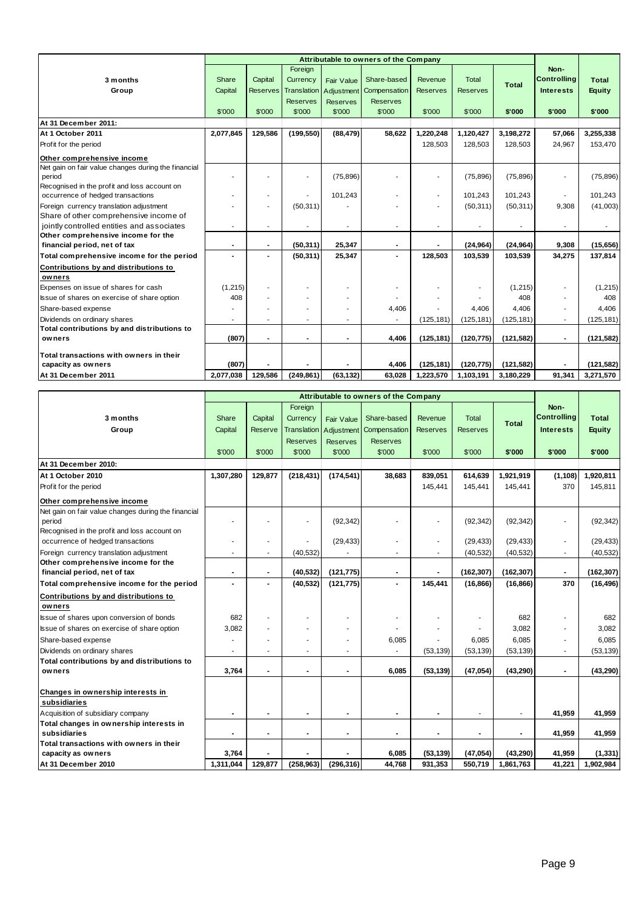| 3 months Group | Attributable to owners of the Company | | | | | | | | Non-Controlling Interests | Total Equity |
|---|---|---|---|---|---|---|---|---|---|---|
| | Share Capital | Capital Reserves | Foreign Currency Translation Reserves | Fair Value Adjustment Reserves | Share-based Compensation Reserves | Revenue Reserves | Total Reserves | Total | | |
| | $'000 | $'000 | $'000 | $'000 | $'000 | $'000 | $'000 | $'000 | $'000 | $'000 |
| **At 31 December 2011:** | | | | | | | | | | |
| **At 1 October 2011** | **2,077,845** | **129,586** | **(199,550)** | **(88,479)** | **58,622** | **1,220,248** | **1,120,427** | **3,198,272** | **57,066** | **3,255,338** |
| Profit for the period | | | | | | 128,503 | 128,503 | 128,503 | 24,967 | 153,470 |
| **Other comprehensive income** | | | | | | | | | | |
| Net gain on fair value changes during the financial period | - | - | - | (75,896) | - | - | (75,896) | (75,896) | - | (75,896) |
| Recognised in the profit and loss account on occurrence of hedged transactions | - | - | - | 101,243 | - | - | 101,243 | 101,243 | - | 101,243 |
| Foreign currency translation adjustment | - | - | (50,311) | - | - | - | (50,311) | (50,311) | 9,308 | (41,003) |
| Share of other comprehensive income of jointly controlled entities and associates | - | - | - | - | - | - | - | - | - | - |
| **Other comprehensive income for the financial period, net of tax** | **-** | **-** | **(50,311)** | **25,347** | **-** | **-** | **(24,964)** | **(24,964)** | **9,308** | **(15,656)** |
| **Total comprehensive income for the period** | **-** | **-** | **(50,311)** | **25,347** | **-** | **128,503** | **103,539** | **103,539** | **34,275** | **137,814** |
| **Contributions by and distributions to owners** | | | | | | | | | | |
| Expenses on issue of shares for cash | (1,215) | - | - | - | - | - | - | (1,215) | - | (1,215) |
| Issue of shares on exercise of share option | 408 | - | - | - | - | - | - | 408 | - | 408 |
| Share-based expense | - | - | - | - | 4,406 | - | 4,406 | 4,406 | - | 4,406 |
| Dividends on ordinary shares | - | - | - | - | - | (125,181) | (125,181) | (125,181) | - | (125,181) |
| **Total contributions by and distributions to owners** | **(807)** | **-** | **-** | **-** | **4,406** | **(125,181)** | **(120,775)** | **(121,582)** | **-** | **(121,582)** |
| **Total transactions with owners in their capacity as owners** | **(807)** | **-** | **-** | **-** | **4,406** | **(125,181)** | **(120,775)** | **(121,582)** | **-** | **(121,582)** |
| **At 31 December 2011** | **2,077,038** | **129,586** | **(249,861)** | **(63,132)** | **63,028** | **1,223,570** | **1,103,191** | **3,180,229** | **91,341** | **3,271,570** |

| 3 months Group | Attributable to owners of the Company | | | | | | | | Non-Controlling Interests | Total Equity |
|---|---|---|---|---|---|---|---|---|---|---|
| | Share Capital | Capital Reserve | Foreign Currency Translation Reserves | Fair Value Adjustment Reserves | Share-based Compensation Reserves | Revenue Reserves | Total Reserves | Total | | |
| | $'000 | $'000 | $'000 | $'000 | $'000 | $'000 | $'000 | $'000 | $'000 | $'000 |
| **At 31 December 2010:** | | | | | | | | | | |
| **At 1 October 2010** | **1,307,280** | **129,877** | **(218,431)** | **(174,541)** | **38,683** | **839,051** | **614,639** | **1,921,919** | **(1,108)** | **1,920,811** |
| Profit for the period | | | | | | 145,441 | 145,441 | 145,441 | 370 | 145,811 |
| **Other comprehensive income** | | | | | | | | | | |
| Net gain on fair value changes during the financial period | - | - | - | (92,342) | - | - | (92,342) | (92,342) | - | (92,342) |
| Recognised in the profit and loss account on occurrence of hedged transactions | - | - | - | (29,433) | - | - | (29,433) | (29,433) | - | (29,433) |
| Foreign currency translation adjustment | - | - | (40,532) | - | - | - | (40,532) | (40,532) | - | (40,532) |
| **Other comprehensive income for the financial period, net of tax** | **-** | **-** | **(40,532)** | **(121,775)** | **-** | **-** | **(162,307)** | **(162,307)** | **-** | **(162,307)** |
| **Total comprehensive income for the period** | **-** | **-** | **(40,532)** | **(121,775)** | **-** | **145,441** | **(16,866)** | **(16,866)** | **370** | **(16,496)** |
| **Contributions by and distributions to owners** | | | | | | | | | | |
| Issue of shares upon conversion of bonds | 682 | - | - | - | - | - | - | 682 | - | 682 |
| Issue of shares on exercise of share option | 3,082 | - | - | - | - | - | - | 3,082 | - | 3,082 |
| Share-based expense | - | - | - | - | 6,085 | - | 6,085 | 6,085 | - | 6,085 |
| Dividends on ordinary shares | - | - | - | - | - | (53,139) | (53,139) | (53,139) | - | (53,139) |
| **Total contributions by and distributions to owners** | **3,764** | **-** | **-** | **-** | **6,085** | **(53,139)** | **(47,054)** | **(43,290)** | **-** | **(43,290)** |
| **Changes in ownership interests in subsidiaries** | | | | | | | | | | |
| Acquisition of subsidiary company | **-** | **-** | **-** | **-** | **-** | **-** | - | - | **41,959** | **41,959** |
| **Total changes in ownership interests in subsidiaries** | **-** | **-** | **-** | **-** | **-** | **-** | **-** | **-** | **41,959** | **41,959** |
| **Total transactions with owners in their capacity as owners** | **3,764** | **-** | **-** | **-** | **6,085** | **(53,139)** | **(47,054)** | **(43,290)** | **41,959** | **(1,331)** |
| **At 31 December 2010** | **1,311,044** | **129,877** | **(258,963)** | **(296,316)** | **44,768** | **931,353** | **550,719** | **1,861,763** | **41,221** | **1,902,984** |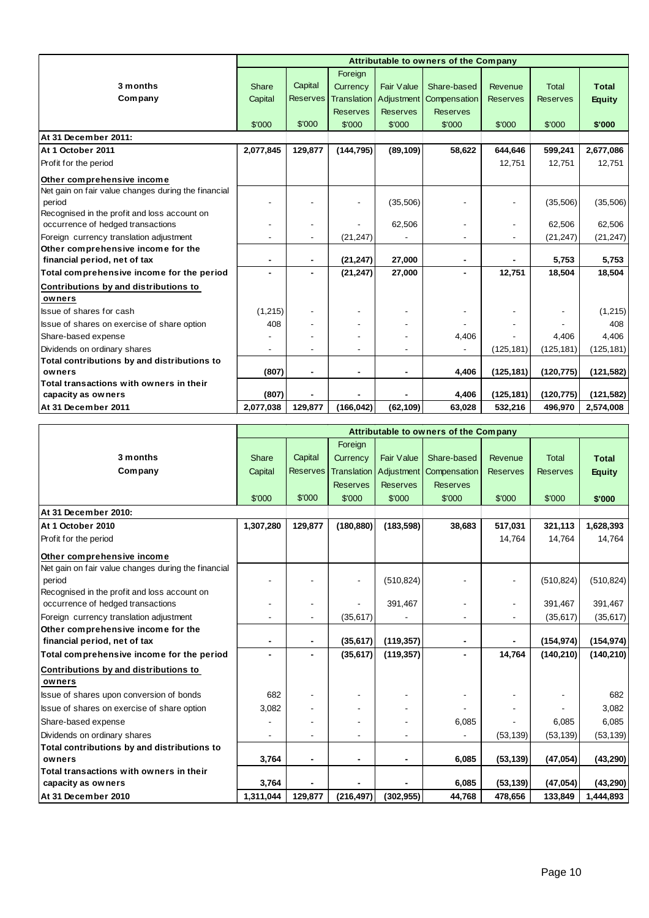| 3 months Company | Attributable to owners of the Company | | | | | | | |
|---|---|---|---|---|---|---|---|---|
| | Share Capital | Capital Reserves | Foreign Currency Translation Reserves | Fair Value Adjustment Reserves | Share-based Compensation Reserves | Revenue Reserves | Total Reserves | **Total Equity** |
| | $'000 | $'000 | $'000 | $'000 | $'000 | $'000 | $'000 | **$'000** |
| **At 31 December 2011:** | | | | | | | | |
| **At 1 October 2011** | **2,077,845** | **129,877** | **(144,795)** | **(89,109)** | **58,622** | **644,646** | **599,241** | **2,677,086** |
| Profit for the period | | | | | | 12,751 | 12,751 | 12,751 |
| **Other comprehensive income** | | | | | | | | |
| Net gain on fair value changes during the financial period | - | - | - | (35,506) | - | - | (35,506) | (35,506) |
| Recognised in the profit and loss account on occurrence of hedged transactions | - | - | - | 62,506 | - | - | 62,506 | 62,506 |
| Foreign currency translation adjustment | - | - | (21,247) | - | - | - | (21,247) | (21,247) |
| **Other comprehensive income for the financial period, net of tax** | **-** | **-** | **(21,247)** | **27,000** | **-** | **-** | **5,753** | **5,753** |
| **Total comprehensive income for the period** | **-** | **-** | **(21,247)** | **27,000** | **-** | **12,751** | **18,504** | **18,504** |
| **Contributions by and distributions to owners** | | | | | | | | |
| Issue of shares for cash | (1,215) | - | - | - | - | - | - | (1,215) |
| Issue of shares on exercise of share option | 408 | - | - | - | - | - | - | 408 |
| Share-based expense | - | - | - | - | 4,406 | - | 4,406 | 4,406 |
| Dividends on ordinary shares | - | - | - | - | - | (125,181) | (125,181) | (125,181) |
| **Total contributions by and distributions to owners** | **(807)** | **-** | **-** | **-** | **4,406** | **(125,181)** | **(120,775)** | **(121,582)** |
| **Total transactions with owners in their capacity as owners** | **(807)** | **-** | **-** | **-** | **4,406** | **(125,181)** | **(120,775)** | **(121,582)** |
| **At 31 December 2011** | **2,077,038** | **129,877** | **(166,042)** | **(62,109)** | **63,028** | **532,216** | **496,970** | **2,574,008** |

| 3 months Company | Attributable to owners of the Company | | | | | | | |
|---|---|---|---|---|---|---|---|---|
| | Share Capital | Capital Reserves | Foreign Currency Translation Reserves | Fair Value Adjustment Reserves | Share-based Compensation Reserves | Revenue Reserves | Total Reserves | **Total Equity** |
| | $'000 | $'000 | $'000 | $'000 | $'000 | $'000 | $'000 | **$'000** |
| **At 31 December 2010:** | | | | | | | | |
| **At 1 October 2010** | **1,307,280** | **129,877** | **(180,880)** | **(183,598)** | **38,683** | **517,031** | **321,113** | **1,628,393** |
| Profit for the period | | | | | | 14,764 | 14,764 | 14,764 |
| **Other comprehensive income** | | | | | | | | |
| Net gain on fair value changes during the financial period | - | - | - | (510,824) | - | - | (510,824) | (510,824) |
| Recognised in the profit and loss account on occurrence of hedged transactions | - | - | - | 391,467 | - | - | 391,467 | 391,467 |
| Foreign currency translation adjustment | - | - | (35,617) | - | - | - | (35,617) | (35,617) |
| **Other comprehensive income for the financial period, net of tax** | **-** | **-** | **(35,617)** | **(119,357)** | **-** | **-** | **(154,974)** | **(154,974)** |
| **Total comprehensive income for the period** | **-** | **-** | **(35,617)** | **(119,357)** | **-** | **14,764** | **(140,210)** | **(140,210)** |
| **Contributions by and distributions to owners** | | | | | | | | |
| Issue of shares upon conversion of bonds | 682 | - | - | - | - | - | - | 682 |
| Issue of shares on exercise of share option | 3,082 | - | - | - | - | - | - | 3,082 |
| Share-based expense | - | - | - | - | 6,085 | - | 6,085 | 6,085 |
| Dividends on ordinary shares | - | - | - | - | - | (53,139) | (53,139) | (53,139) |
| **Total contributions by and distributions to owners** | **3,764** | **-** | **-** | **-** | **6,085** | **(53,139)** | **(47,054)** | **(43,290)** |
| **Total transactions with owners in their capacity as owners** | **3,764** | **-** | **-** | **-** | **6,085** | **(53,139)** | **(47,054)** | **(43,290)** |
| **At 31 December 2010** | **1,311,044** | **129,877** | **(216,497)** | **(302,955)** | **44,768** | **478,656** | **133,849** | **1,444,893** |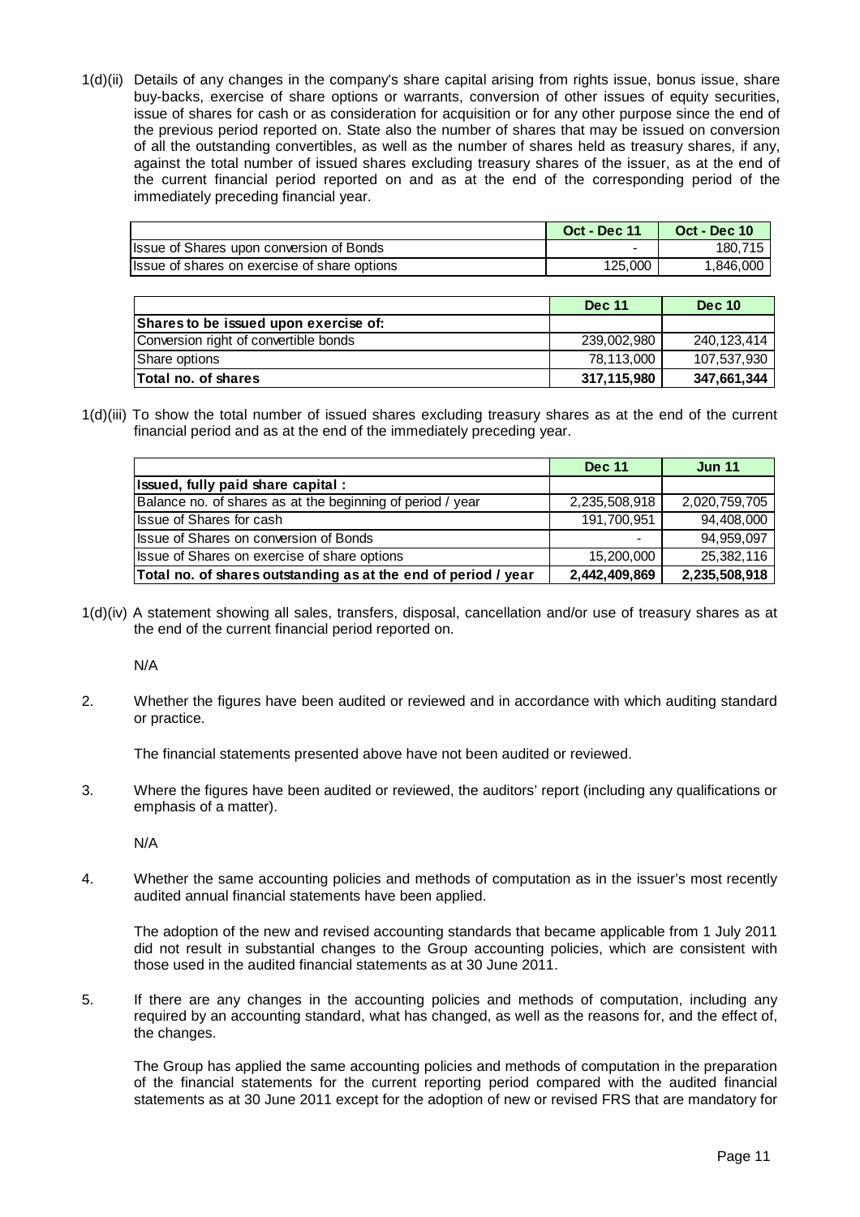1(d)(ii) Details of any changes in the company's share capital arising from rights issue, bonus issue, share buy-backs, exercise of share options or warrants, conversion of other issues of equity securities, issue of shares for cash or as consideration for acquisition or for any other purpose since the end of the previous period reported on. State also the number of shares that may be issued on conversion of all the outstanding convertibles, as well as the number of shares held as treasury shares, if any, against the total number of issued shares excluding treasury shares of the issuer, as at the end of the current financial period reported on and as at the end of the corresponding period of the immediately preceding financial year.

| | Oct - Dec 11 | Oct - Dec 10 |
|---|---|---|
| Issue of Shares upon conversion of Bonds | - | 180,715 |
| Issue of shares on exercise of share options | 125,000 | 1,846,000 |

| | Dec 11 | Dec 10 |
|---|---|---|
| **Shares to be issued upon exercise of:** | | |
| Conversion right of convertible bonds | 239,002,980 | 240,123,414 |
| Share options | 78,113,000 | 107,537,930 |
| **Total no. of shares** | **317,115,980** | **347,661,344** |

1(d)(iii) To show the total number of issued shares excluding treasury shares as at the end of the current financial period and as at the end of the immediately preceding year.

| | Dec 11 | Jun 11 |
|---|---|---|
| **Issued, fully paid share capital :** | | |
| Balance no. of shares as at the beginning of period / year | 2,235,508,918 | 2,020,759,705 |
| Issue of Shares for cash | 191,700,951 | 94,408,000 |
| Issue of Shares on conversion of Bonds | - | 94,959,097 |
| Issue of Shares on exercise of share options | 15,200,000 | 25,382,116 |
| **Total no. of shares outstanding as at the end of period / year** | **2,442,409,869** | **2,235,508,918** |

1(d)(iv) A statement showing all sales, transfers, disposal, cancellation and/or use of treasury shares as at the end of the current financial period reported on.

N/A

2. Whether the figures have been audited or reviewed and in accordance with which auditing standard or practice.

The financial statements presented above have not been audited or reviewed.

3. Where the figures have been audited or reviewed, the auditors' report (including any qualifications or emphasis of a matter).

N/A

4. Whether the same accounting policies and methods of computation as in the issuer's most recently audited annual financial statements have been applied.

The adoption of the new and revised accounting standards that became applicable from 1 July 2011 did not result in substantial changes to the Group accounting policies, which are consistent with those used in the audited financial statements as at 30 June 2011.

5. If there are any changes in the accounting policies and methods of computation, including any required by an accounting standard, what has changed, as well as the reasons for, and the effect of, the changes.

The Group has applied the same accounting policies and methods of computation in the preparation of the financial statements for the current reporting period compared with the audited financial statements as at 30 June 2011 except for the adoption of new or revised FRS that are mandatory for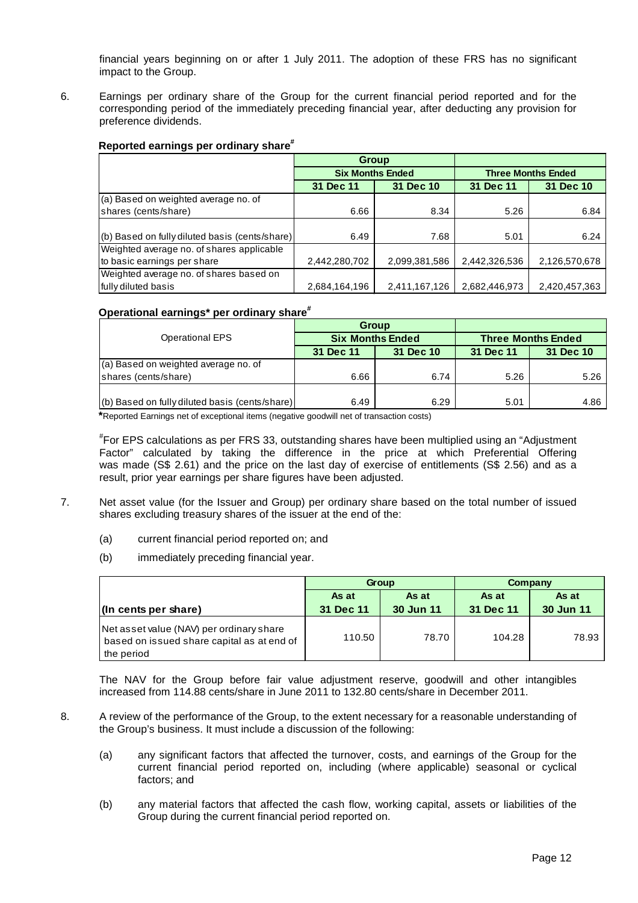financial years beginning on or after 1 July 2011. The adoption of these FRS has no significant impact to the Group.

6. Earnings per ordinary share of the Group for the current financial period reported and for the corresponding period of the immediately preceding financial year, after deducting any provision for preference dividends.

**Reported earnings per ordinary share[#]**

| | Group | | | |
|---|---|---|---|---|
| | Six Months Ended | | Three Months Ended | |
| | 31 Dec 11 | 31 Dec 10 | 31 Dec 11 | 31 Dec 10 |
| (a) Based on weighted average no. of shares (cents/share) | 6.66 | 8.34 | 5.26 | 6.84 |
| (b) Based on fully diluted basis (cents/share) | 6.49 | 7.68 | 5.01 | 6.24 |
| Weighted average no. of shares applicable to basic earnings per share | 2,442,280,702 | 2,099,381,586 | 2,442,326,536 | 2,126,570,678 |
| Weighted average no. of shares based on fully diluted basis | 2,684,164,196 | 2,411,167,126 | 2,682,446,973 | 2,420,457,363 |

**Operational earnings* per ordinary share[#]**

| Operational EPS | Group | | | |
|---|---|---|---|---|
| | Six Months Ended | | Three Months Ended | |
| | 31 Dec 11 | 31 Dec 10 | 31 Dec 11 | 31 Dec 10 |
| (a) Based on weighted average no. of shares (cents/share) | 6.66 | 6.74 | 5.26 | 5.26 |
| (b) Based on fully diluted basis (cents/share) | 6.49 | 6.29 | 5.01 | 4.86 |

***Reported Earnings net of exceptional items (negative goodwill net of transaction costs)

[#]For EPS calculations as per FRS 33, outstanding shares have been multiplied using an "Adjustment Factor" calculated by taking the difference in the price at which Preferential Offering was made (S$ 2.61) and the price on the last day of exercise of entitlements (S$ 2.56) and as a result, prior year earnings per share figures have been adjusted.

7. Net asset value (for the Issuer and Group) per ordinary share based on the total number of issued shares excluding treasury shares of the issuer at the end of the:

   (a) current financial period reported on; and

   (b) immediately preceding financial year.

| | Group | | Company | |
|---|---|---|---|---|
| | As at | As at | As at | As at |
| **(In cents per share)** | 31 Dec 11 | 30 Jun 11 | 31 Dec 11 | 30 Jun 11 |
| Net asset value (NAV) per ordinary share based on issued share capital as at end of the period | 110.50 | 78.70 | 104.28 | 78.93 |

The NAV for the Group before fair value adjustment reserve, goodwill and other intangibles increased from 114.88 cents/share in June 2011 to 132.80 cents/share in December 2011.

8. A review of the performance of the Group, to the extent necessary for a reasonable understanding of the Group's business. It must include a discussion of the following:

   (a) any significant factors that affected the turnover, costs, and earnings of the Group for the current financial period reported on, including (where applicable) seasonal or cyclical factors; and

   (b) any material factors that affected the cash flow, working capital, assets or liabilities of the Group during the current financial period reported on.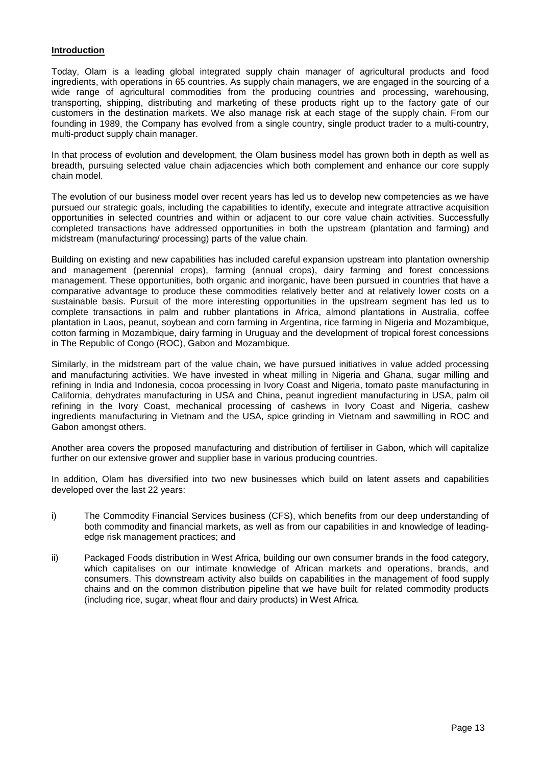**Introduction**

Today, Olam is a leading global integrated supply chain manager of agricultural products and food ingredients, with operations in 65 countries. As supply chain managers, we are engaged in the sourcing of a wide range of agricultural commodities from the producing countries and processing, warehousing, transporting, shipping, distributing and marketing of these products right up to the factory gate of our customers in the destination markets. We also manage risk at each stage of the supply chain. From our founding in 1989, the Company has evolved from a single country, single product trader to a multi-country, multi-product supply chain manager.

In that process of evolution and development, the Olam business model has grown both in depth as well as breadth, pursuing selected value chain adjacencies which both complement and enhance our core supply chain model.

The evolution of our business model over recent years has led us to develop new competencies as we have pursued our strategic goals, including the capabilities to identify, execute and integrate attractive acquisition opportunities in selected countries and within or adjacent to our core value chain activities. Successfully completed transactions have addressed opportunities in both the upstream (plantation and farming) and midstream (manufacturing/ processing) parts of the value chain.

Building on existing and new capabilities has included careful expansion upstream into plantation ownership and management (perennial crops), farming (annual crops), dairy farming and forest concessions management. These opportunities, both organic and inorganic, have been pursued in countries that have a comparative advantage to produce these commodities relatively better and at relatively lower costs on a sustainable basis. Pursuit of the more interesting opportunities in the upstream segment has led us to complete transactions in palm and rubber plantations in Africa, almond plantations in Australia, coffee plantation in Laos, peanut, soybean and corn farming in Argentina, rice farming in Nigeria and Mozambique, cotton farming in Mozambique, dairy farming in Uruguay and the development of tropical forest concessions in The Republic of Congo (ROC), Gabon and Mozambique.

Similarly, in the midstream part of the value chain, we have pursued initiatives in value added processing and manufacturing activities. We have invested in wheat milling in Nigeria and Ghana, sugar milling and refining in India and Indonesia, cocoa processing in Ivory Coast and Nigeria, tomato paste manufacturing in California, dehydrates manufacturing in USA and China, peanut ingredient manufacturing in USA, palm oil refining in the Ivory Coast, mechanical processing of cashews in Ivory Coast and Nigeria, cashew ingredients manufacturing in Vietnam and the USA, spice grinding in Vietnam and sawmilling in ROC and Gabon amongst others.

Another area covers the proposed manufacturing and distribution of fertiliser in Gabon, which will capitalize further on our extensive grower and supplier base in various producing countries.

In addition, Olam has diversified into two new businesses which build on latent assets and capabilities developed over the last 22 years:

i) The Commodity Financial Services business (CFS), which benefits from our deep understanding of both commodity and financial markets, as well as from our capabilities in and knowledge of leading-edge risk management practices; and

ii) Packaged Foods distribution in West Africa, building our own consumer brands in the food category, which capitalises on our intimate knowledge of African markets and operations, brands, and consumers. This downstream activity also builds on capabilities in the management of food supply chains and on the common distribution pipeline that we have built for related commodity products (including rice, sugar, wheat flour and dairy products) in West Africa.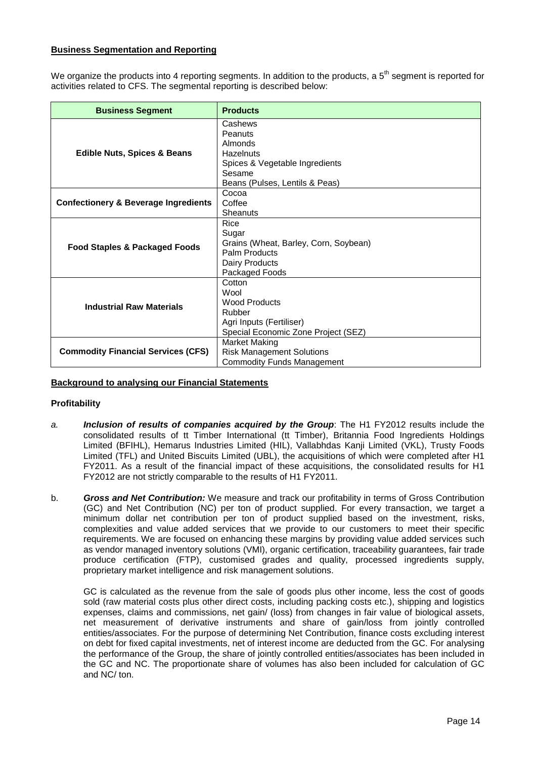**Business Segmentation and Reporting**

We organize the products into 4 reporting segments. In addition to the products, a 5th segment is reported for activities related to CFS. The segmental reporting is described below:

| Business Segment | Products |
|---|---|
| **Edible Nuts, Spices & Beans** | Cashews<br>Peanuts<br>Almonds<br>Hazelnuts<br>Spices & Vegetable Ingredients<br>Sesame<br>Beans (Pulses, Lentils & Peas) |
| **Confectionery & Beverage Ingredients** | Cocoa<br>Coffee<br>Sheanuts |
| **Food Staples & Packaged Foods** | Rice<br>Sugar<br>Grains (Wheat, Barley, Corn, Soybean)<br>Palm Products<br>Dairy Products<br>Packaged Foods |
| **Industrial Raw Materials** | Cotton<br>Wool<br>Wood Products<br>Rubber<br>Agri Inputs (Fertiliser)<br>Special Economic Zone Project (SEZ) |
| **Commodity Financial Services (CFS)** | Market Making<br>Risk Management Solutions<br>Commodity Funds Management |

**Background to analysing our Financial Statements**

**Profitability**

a. ***Inclusion of results of companies acquired by the Group***: The H1 FY2012 results include the consolidated results of tt Timber International (tt Timber), Britannia Food Ingredients Holdings Limited (BFIHL), Hemarus Industries Limited (HIL), Vallabhdas Kanji Limited (VKL), Trusty Foods Limited (TFL) and United Biscuits Limited (UBL), the acquisitions of which were completed after H1 FY2011. As a result of the financial impact of these acquisitions, the consolidated results for H1 FY2012 are not strictly comparable to the results of H1 FY2011.

b. ***Gross and Net Contribution:*** We measure and track our profitability in terms of Gross Contribution (GC) and Net Contribution (NC) per ton of product supplied. For every transaction, we target a minimum dollar net contribution per ton of product supplied based on the investment, risks, complexities and value added services that we provide to our customers to meet their specific requirements. We are focused on enhancing these margins by providing value added services such as vendor managed inventory solutions (VMI), organic certification, traceability guarantees, fair trade produce certification (FTP), customised grades and quality, processed ingredients supply, proprietary market intelligence and risk management solutions.

   GC is calculated as the revenue from the sale of goods plus other income, less the cost of goods sold (raw material costs plus other direct costs, including packing costs etc.), shipping and logistics expenses, claims and commissions, net gain/ (loss) from changes in fair value of biological assets, net measurement of derivative instruments and share of gain/loss from jointly controlled entities/associates. For the purpose of determining Net Contribution, finance costs excluding interest on debt for fixed capital investments, net of interest income are deducted from the GC. For analysing the performance of the Group, the share of jointly controlled entities/associates has been included in the GC and NC. The proportionate share of volumes has also been included for calculation of GC and NC/ ton.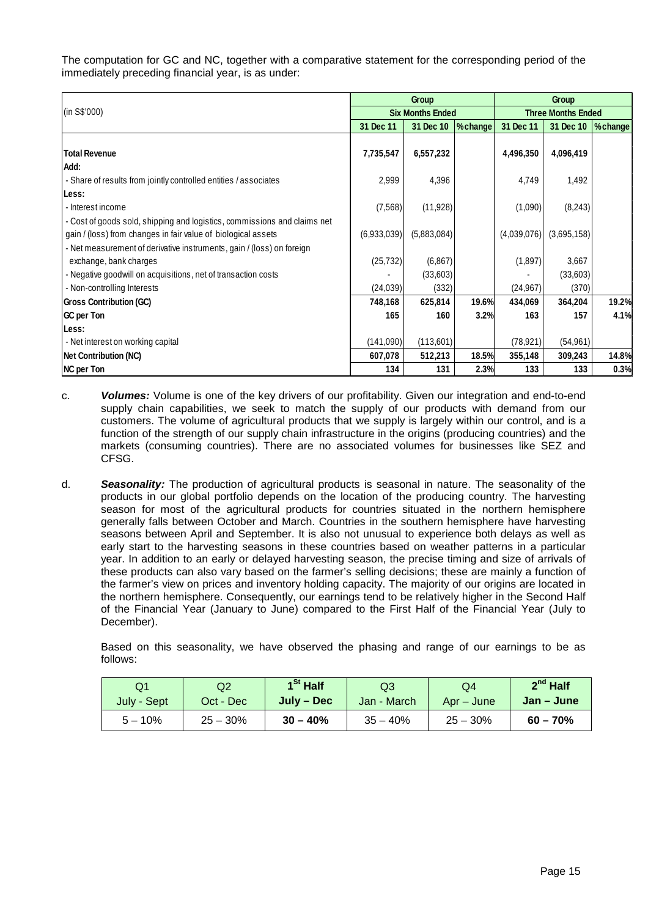The computation for GC and NC, together with a comparative statement for the corresponding period of the immediately preceding financial year, is as under:

| (in S$'000) | Group | | | Group | | |
|---|---|---|---|---|---|---|
| | Six Months Ended | | | Three Months Ended | | |
| | 31 Dec 11 | 31 Dec 10 | %change | 31 Dec 11 | 31 Dec 10 | %change |
| **Total Revenue** | **7,735,547** | **6,557,232** | | **4,496,350** | **4,096,419** | |
| **Add:** | | | | | | |
| - Share of results from jointly controlled entities / associates | 2,999 | 4,396 | | 4,749 | 1,492 | |
| **Less:** | | | | | | |
| - Interest income | (7,568) | (11,928) | | (1,090) | (8,243) | |
| - Cost of goods sold, shipping and logistics, commissions and claims net gain / (loss) from changes in fair value of biological assets | (6,933,039) | (5,883,084) | | (4,039,076) | (3,695,158) | |
| - Net measurement of derivative instruments, gain / (loss) on foreign exchange, bank charges | (25,732) | (6,867) | | (1,897) | 3,667 | |
| - Negative goodwill on acquisitions, net of transaction costs | - | (33,603) | | - | (33,603) | |
| - Non-controlling Interests | (24,039) | (332) | | (24,967) | (370) | |
| **Gross Contribution (GC)** | **748,168** | **625,814** | **19.6%** | **434,069** | **364,204** | **19.2%** |
| **GC per Ton** | **165** | **160** | **3.2%** | **163** | **157** | **4.1%** |
| **Less:** | | | | | | |
| - Net interest on working capital | (141,090) | (113,601) | | (78,921) | (54,961) | |
| **Net Contribution (NC)** | **607,078** | **512,213** | **18.5%** | **355,148** | **309,243** | **14.8%** |
| **NC per Ton** | **134** | **131** | **2.3%** | **133** | **133** | **0.3%** |

c. ***Volumes:*** Volume is one of the key drivers of our profitability. Given our integration and end-to-end supply chain capabilities, we seek to match the supply of our products with demand from our customers. The volume of agricultural products that we supply is largely within our control, and is a function of the strength of our supply chain infrastructure in the origins (producing countries) and the markets (consuming countries). There are no associated volumes for businesses like SEZ and CFSG.

d. ***Seasonality:*** The production of agricultural products is seasonal in nature. The seasonality of the products in our global portfolio depends on the location of the producing country. The harvesting season for most of the agricultural products for countries situated in the northern hemisphere generally falls between October and March. Countries in the southern hemisphere have harvesting seasons between April and September. It is also not unusual to experience both delays as well as early start to the harvesting seasons in these countries based on weather patterns in a particular year. In addition to an early or delayed harvesting season, the precise timing and size of arrivals of these products can also vary based on the farmer's selling decisions; these are mainly a function of the farmer's view on prices and inventory holding capacity. The majority of our origins are located in the northern hemisphere. Consequently, our earnings tend to be relatively higher in the Second Half of the Financial Year (January to June) compared to the First Half of the Financial Year (July to December).

Based on this seasonality, we have observed the phasing and range of our earnings to be as follows:

| Q1<br>July - Sept | Q2<br>Oct - Dec | **1st Half<br>July – Dec** | Q3<br>Jan - March | Q4<br>Apr – June | **2nd Half<br>Jan – June** |
|---|---|---|---|---|---|
| 5 – 10% | 25 – 30% | **30 – 40%** | 35 – 40% | 25 – 30% | **60 – 70%** |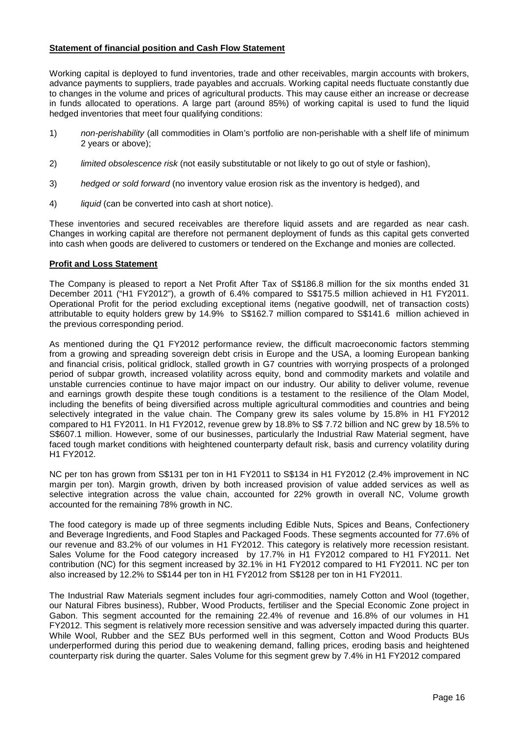## **Statement of financial position and Cash Flow Statement**

Working capital is deployed to fund inventories, trade and other receivables, margin accounts with brokers, advance payments to suppliers, trade payables and accruals. Working capital needs fluctuate constantly due to changes in the volume and prices of agricultural products. This may cause either an increase or decrease in funds allocated to operations. A large part (around 85%) of working capital is used to fund the liquid hedged inventories that meet four qualifying conditions:

1) *non-perishability* (all commodities in Olam's portfolio are non-perishable with a shelf life of minimum 2 years or above);
2) *limited obsolescence risk* (not easily substitutable or not likely to go out of style or fashion),
3) *hedged or sold forward* (no inventory value erosion risk as the inventory is hedged), and
4) *liquid* (can be converted into cash at short notice).

These inventories and secured receivables are therefore liquid assets and are regarded as near cash. Changes in working capital are therefore not permanent deployment of funds as this capital gets converted into cash when goods are delivered to customers or tendered on the Exchange and monies are collected.

## **Profit and Loss Statement**

The Company is pleased to report a Net Profit After Tax of S$186.8 million for the six months ended 31 December 2011 ("H1 FY2012"), a growth of 6.4% compared to S$175.5 million achieved in H1 FY2011. Operational Profit for the period excluding exceptional items (negative goodwill, net of transaction costs) attributable to equity holders grew by 14.9% to S$162.7 million compared to S$141.6 million achieved in the previous corresponding period.

As mentioned during the Q1 FY2012 performance review, the difficult macroeconomic factors stemming from a growing and spreading sovereign debt crisis in Europe and the USA, a looming European banking and financial crisis, political gridlock, stalled growth in G7 countries with worrying prospects of a prolonged period of subpar growth, increased volatility across equity, bond and commodity markets and volatile and unstable currencies continue to have major impact on our industry. Our ability to deliver volume, revenue and earnings growth despite these tough conditions is a testament to the resilience of the Olam Model, including the benefits of being diversified across multiple agricultural commodities and countries and being selectively integrated in the value chain. The Company grew its sales volume by 15.8% in H1 FY2012 compared to H1 FY2011. In H1 FY2012, revenue grew by 18.8% to S$ 7.72 billion and NC grew by 18.5% to S$607.1 million. However, some of our businesses, particularly the Industrial Raw Material segment, have faced tough market conditions with heightened counterparty default risk, basis and currency volatility during H1 FY2012.

NC per ton has grown from S$131 per ton in H1 FY2011 to S$134 in H1 FY2012 (2.4% improvement in NC margin per ton). Margin growth, driven by both increased provision of value added services as well as selective integration across the value chain, accounted for 22% growth in overall NC, Volume growth accounted for the remaining 78% growth in NC.

The food category is made up of three segments including Edible Nuts, Spices and Beans, Confectionery and Beverage Ingredients, and Food Staples and Packaged Foods. These segments accounted for 77.6% of our revenue and 83.2% of our volumes in H1 FY2012. This category is relatively more recession resistant. Sales Volume for the Food category increased by 17.7% in H1 FY2012 compared to H1 FY2011. Net contribution (NC) for this segment increased by 32.1% in H1 FY2012 compared to H1 FY2011. NC per ton also increased by 12.2% to S$144 per ton in H1 FY2012 from S$128 per ton in H1 FY2011.

The Industrial Raw Materials segment includes four agri-commodities, namely Cotton and Wool (together, our Natural Fibres business), Rubber, Wood Products, fertiliser and the Special Economic Zone project in Gabon. This segment accounted for the remaining 22.4% of revenue and 16.8% of our volumes in H1 FY2012. This segment is relatively more recession sensitive and was adversely impacted during this quarter. While Wool, Rubber and the SEZ BUs performed well in this segment, Cotton and Wood Products BUs underperformed during this period due to weakening demand, falling prices, eroding basis and heightened counterparty risk during the quarter. Sales Volume for this segment grew by 7.4% in H1 FY2012 compared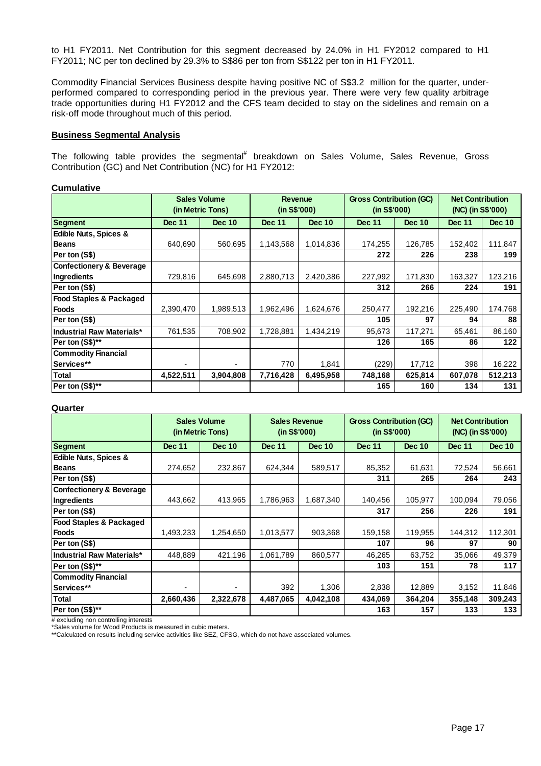to H1 FY2011. Net Contribution for this segment decreased by 24.0% in H1 FY2012 compared to H1 FY2011; NC per ton declined by 29.3% to S$86 per ton from S$122 per ton in H1 FY2011.

Commodity Financial Services Business despite having positive NC of S$3.2 million for the quarter, under-performed compared to corresponding period in the previous year. There were very few quality arbitrage trade opportunities during H1 FY2012 and the CFS team decided to stay on the sidelines and remain on a risk-off mode throughout much of this period.

**Business Segmental Analysis**

The following table provides the segmental[#] breakdown on Sales Volume, Sales Revenue, Gross Contribution (GC) and Net Contribution (NC) for H1 FY2012:

**Cumulative**

| | Sales Volume (in Metric Tons) | | Revenue (in S$'000) | | Gross Contribution (GC) (in S$'000) | | Net Contribution (NC) (in S$'000) | |
|---|---|---|---|---|---|---|---|---|
| **Segment** | **Dec 11** | **Dec 10** | **Dec 11** | **Dec 10** | **Dec 11** | **Dec 10** | **Dec 11** | **Dec 10** |
| **Edible Nuts, Spices & Beans** | 640,690 | 560,695 | 1,143,568 | 1,014,836 | 174,255 | 126,785 | 152,402 | 111,847 |
| **Per ton (S$)** | | | | | **272** | **226** | **238** | **199** |
| **Confectionery & Beverage Ingredients** | 729,816 | 645,698 | 2,880,713 | 2,420,386 | 227,992 | 171,830 | 163,327 | 123,216 |
| **Per ton (S$)** | | | | | **312** | **266** | **224** | **191** |
| **Food Staples & Packaged Foods** | 2,390,470 | 1,989,513 | 1,962,496 | 1,624,676 | 250,477 | 192,216 | 225,490 | 174,768 |
| **Per ton (S$)** | | | | | **105** | **97** | **94** | **88** |
| **Industrial Raw Materials*** | 761,535 | 708,902 | 1,728,881 | 1,434,219 | 95,673 | 117,271 | 65,461 | 86,160 |
| **Per ton (S$)**** | | | | | **126** | **165** | **86** | **122** |
| **Commodity Financial Services**** | - | - | 770 | 1,841 | (229) | 17,712 | 398 | 16,222 |
| **Total** | **4,522,511** | **3,904,808** | **7,716,428** | **6,495,958** | **748,168** | **625,814** | **607,078** | **512,213** |
| **Per ton (S$)**** | | | | | **165** | **160** | **134** | **131** |

**Quarter**

| | Sales Volume (in Metric Tons) | | Sales Revenue (in S$'000) | | Gross Contribution (GC) (in S$'000) | | Net Contribution (NC) (in S$'000) | |
|---|---|---|---|---|---|---|---|---|
| **Segment** | **Dec 11** | **Dec 10** | **Dec 11** | **Dec 10** | **Dec 11** | **Dec 10** | **Dec 11** | **Dec 10** |
| **Edible Nuts, Spices & Beans** | 274,652 | 232,867 | 624,344 | 589,517 | 85,352 | 61,631 | 72,524 | 56,661 |
| **Per ton (S$)** | | | | | **311** | **265** | **264** | **243** |
| **Confectionery & Beverage Ingredients** | 443,662 | 413,965 | 1,786,963 | 1,687,340 | 140,456 | 105,977 | 100,094 | 79,056 |
| **Per ton (S$)** | | | | | **317** | **256** | **226** | **191** |
| **Food Staples & Packaged Foods** | 1,493,233 | 1,254,650 | 1,013,577 | 903,368 | 159,158 | 119,955 | 144,312 | 112,301 |
| **Per ton (S$)** | | | | | **107** | **96** | **97** | **90** |
| **Industrial Raw Materials*** | 448,889 | 421,196 | 1,061,789 | 860,577 | 46,265 | 63,752 | 35,066 | 49,379 |
| **Per ton (S$)**** | | | | | **103** | **151** | **78** | **117** |
| **Commodity Financial Services**** | - | - | 392 | 1,306 | 2,838 | 12,889 | 3,152 | 11,846 |
| **Total** | **2,660,436** | **2,322,678** | **4,487,065** | **4,042,108** | **434,069** | **364,204** | **355,148** | **309,243** |
| **Per ton (S$)**** | | | | | **163** | **157** | **133** | **133** |

# excluding non controlling interests

*Sales volume for Wood Products is measured in cubic meters.

**Calculated on results including service activities like SEZ, CFSG, which do not have associated volumes.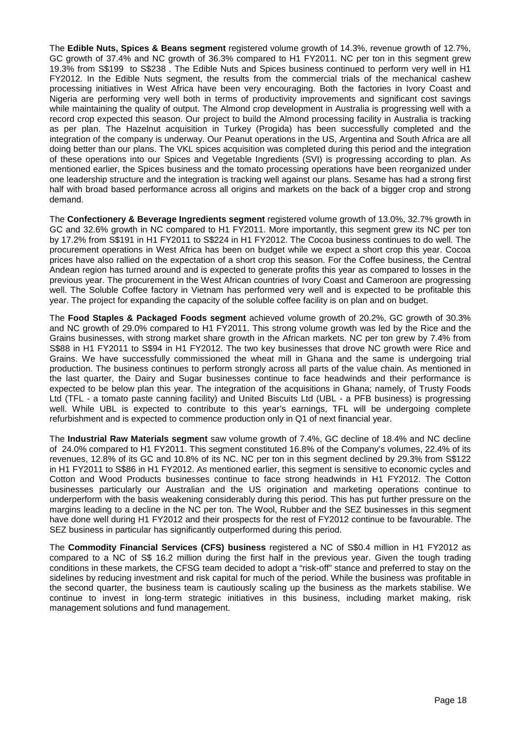The **Edible Nuts, Spices & Beans segment** registered volume growth of 14.3%, revenue growth of 12.7%, GC growth of 37.4% and NC growth of 36.3% compared to H1 FY2011. NC per ton in this segment grew 19.3% from S$199 to S$238 . The Edible Nuts and Spices business continued to perform very well in H1 FY2012. In the Edible Nuts segment, the results from the commercial trials of the mechanical cashew processing initiatives in West Africa have been very encouraging. Both the factories in Ivory Coast and Nigeria are performing very well both in terms of productivity improvements and significant cost savings while maintaining the quality of output. The Almond crop development in Australia is progressing well with a record crop expected this season. Our project to build the Almond processing facility in Australia is tracking as per plan. The Hazelnut acquisition in Turkey (Progida) has been successfully completed and the integration of the company is underway. Our Peanut operations in the US, Argentina and South Africa are all doing better than our plans. The VKL spices acquisition was completed during this period and the integration of these operations into our Spices and Vegetable Ingredients (SVI) is progressing according to plan. As mentioned earlier, the Spices business and the tomato processing operations have been reorganized under one leadership structure and the integration is tracking well against our plans. Sesame has had a strong first half with broad based performance across all origins and markets on the back of a bigger crop and strong demand.

The **Confectionery & Beverage Ingredients segment** registered volume growth of 13.0%, 32.7% growth in GC and 32.6% growth in NC compared to H1 FY2011. More importantly, this segment grew its NC per ton by 17.2% from S$191 in H1 FY2011 to S$224 in H1 FY2012. The Cocoa business continues to do well. The procurement operations in West Africa has been on budget while we expect a short crop this year. Cocoa prices have also rallied on the expectation of a short crop this season. For the Coffee business, the Central Andean region has turned around and is expected to generate profits this year as compared to losses in the previous year. The procurement in the West African countries of Ivory Coast and Cameroon are progressing well. The Soluble Coffee factory in Vietnam has performed very well and is expected to be profitable this year. The project for expanding the capacity of the soluble coffee facility is on plan and on budget.

The **Food Staples & Packaged Foods segment** achieved volume growth of 20.2%, GC growth of 30.3% and NC growth of 29.0% compared to H1 FY2011. This strong volume growth was led by the Rice and the Grains businesses, with strong market share growth in the African markets. NC per ton grew by 7.4% from S$88 in H1 FY2011 to S$94 in H1 FY2012. The two key businesses that drove NC growth were Rice and Grains. We have successfully commissioned the wheat mill in Ghana and the same is undergoing trial production. The business continues to perform strongly across all parts of the value chain. As mentioned in the last quarter, the Dairy and Sugar businesses continue to face headwinds and their performance is expected to be below plan this year. The integration of the acquisitions in Ghana; namely, of Trusty Foods Ltd (TFL - a tomato paste canning facility) and United Biscuits Ltd (UBL - a PFB business) is progressing well. While UBL is expected to contribute to this year's earnings, TFL will be undergoing complete refurbishment and is expected to commence production only in Q1 of next financial year.

The **Industrial Raw Materials segment** saw volume growth of 7.4%, GC decline of 18.4% and NC decline of 24.0% compared to H1 FY2011. This segment constituted 16.8% of the Company's volumes, 22.4% of its revenues, 12.8% of its GC and 10.8% of its NC. NC per ton in this segment declined by 29.3% from S$122 in H1 FY2011 to S$86 in H1 FY2012. As mentioned earlier, this segment is sensitive to economic cycles and Cotton and Wood Products businesses continue to face strong headwinds in H1 FY2012. The Cotton businesses particularly our Australian and the US origination and marketing operations continue to underperform with the basis weakening considerably during this period. This has put further pressure on the margins leading to a decline in the NC per ton. The Wool, Rubber and the SEZ businesses in this segment have done well during H1 FY2012 and their prospects for the rest of FY2012 continue to be favourable. The SEZ business in particular has significantly outperformed during this period.

The **Commodity Financial Services (CFS) business** registered a NC of S$0.4 million in H1 FY2012 as compared to a NC of S$ 16.2 million during the first half in the previous year. Given the tough trading conditions in these markets, the CFSG team decided to adopt a "risk-off" stance and preferred to stay on the sidelines by reducing investment and risk capital for much of the period. While the business was profitable in the second quarter, the business team is cautiously scaling up the business as the markets stabilise. We continue to invest in long-term strategic initiatives in this business, including market making, risk management solutions and fund management.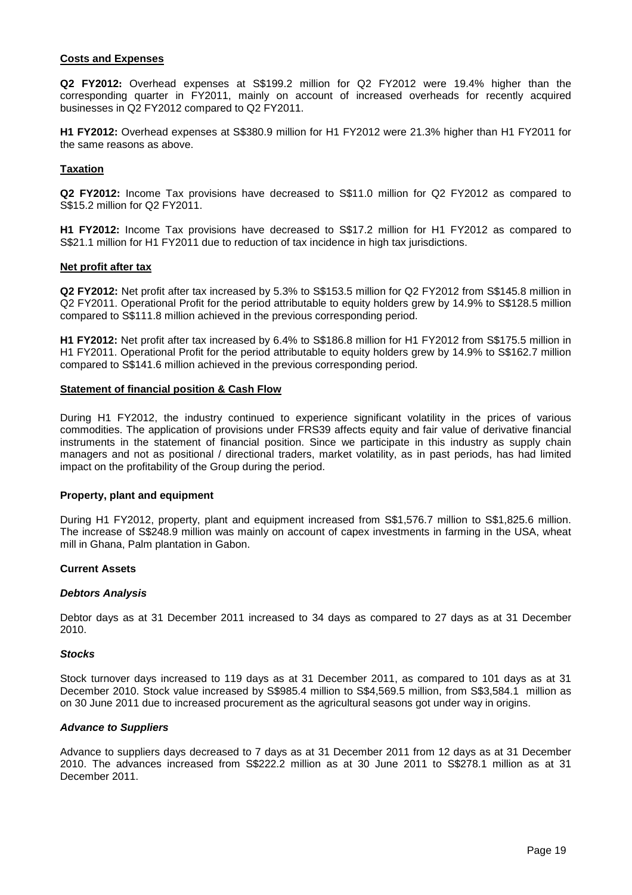## Costs and Expenses

**Q2 FY2012:** Overhead expenses at S$199.2 million for Q2 FY2012 were 19.4% higher than the corresponding quarter in FY2011, mainly on account of increased overheads for recently acquired businesses in Q2 FY2012 compared to Q2 FY2011.

**H1 FY2012:** Overhead expenses at S$380.9 million for H1 FY2012 were 21.3% higher than H1 FY2011 for the same reasons as above.

## Taxation

**Q2 FY2012:** Income Tax provisions have decreased to S$11.0 million for Q2 FY2012 as compared to S$15.2 million for Q2 FY2011.

**H1 FY2012:** Income Tax provisions have decreased to S$17.2 million for H1 FY2012 as compared to S$21.1 million for H1 FY2011 due to reduction of tax incidence in high tax jurisdictions.

## Net profit after tax

**Q2 FY2012:** Net profit after tax increased by 5.3% to S$153.5 million for Q2 FY2012 from S$145.8 million in Q2 FY2011. Operational Profit for the period attributable to equity holders grew by 14.9% to S$128.5 million compared to S$111.8 million achieved in the previous corresponding period.

**H1 FY2012:** Net profit after tax increased by 6.4% to S$186.8 million for H1 FY2012 from S$175.5 million in H1 FY2011. Operational Profit for the period attributable to equity holders grew by 14.9% to S$162.7 million compared to S$141.6 million achieved in the previous corresponding period.

## Statement of financial position & Cash Flow

During H1 FY2012, the industry continued to experience significant volatility in the prices of various commodities. The application of provisions under FRS39 affects equity and fair value of derivative financial instruments in the statement of financial position. Since we participate in this industry as supply chain managers and not as positional / directional traders, market volatility, as in past periods, has had limited impact on the profitability of the Group during the period.

### Property, plant and equipment

During H1 FY2012, property, plant and equipment increased from S$1,576.7 million to S$1,825.6 million. The increase of S$248.9 million was mainly on account of capex investments in farming in the USA, wheat mill in Ghana, Palm plantation in Gabon.

### Current Assets

#### *Debtors Analysis*

Debtor days as at 31 December 2011 increased to 34 days as compared to 27 days as at 31 December 2010.

#### *Stocks*

Stock turnover days increased to 119 days as at 31 December 2011, as compared to 101 days as at 31 December 2010. Stock value increased by S$985.4 million to S$4,569.5 million, from S$3,584.1 million as on 30 June 2011 due to increased procurement as the agricultural seasons got under way in origins.

#### *Advance to Suppliers*

Advance to suppliers days decreased to 7 days as at 31 December 2011 from 12 days as at 31 December 2010. The advances increased from S$222.2 million as at 30 June 2011 to S$278.1 million as at 31 December 2011.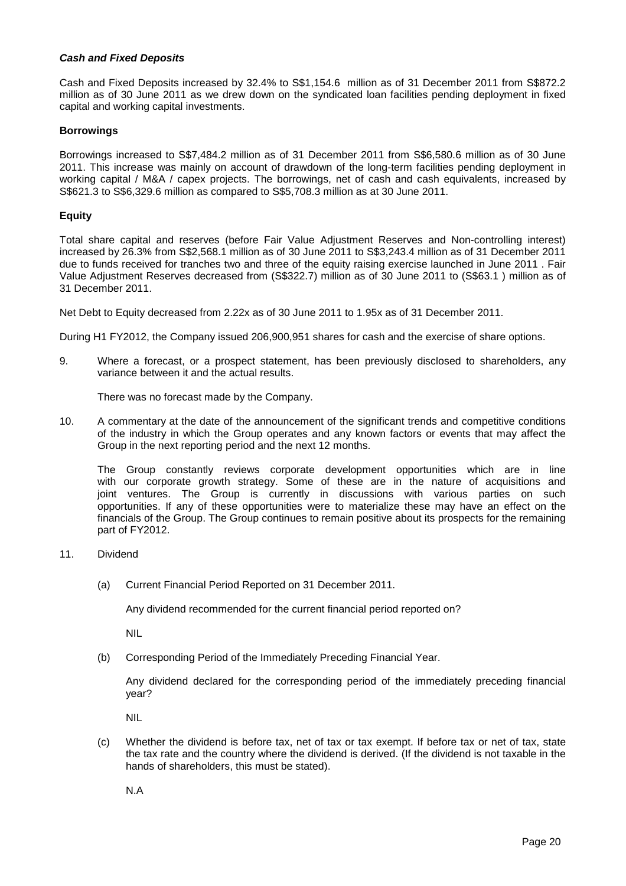***Cash and Fixed Deposits***

Cash and Fixed Deposits increased by 32.4% to S$1,154.6 million as of 31 December 2011 from S$872.2 million as of 30 June 2011 as we drew down on the syndicated loan facilities pending deployment in fixed capital and working capital investments.

**Borrowings**

Borrowings increased to S$7,484.2 million as of 31 December 2011 from S$6,580.6 million as of 30 June 2011. This increase was mainly on account of drawdown of the long-term facilities pending deployment in working capital / M&A / capex projects. The borrowings, net of cash and cash equivalents, increased by S$621.3 to S$6,329.6 million as compared to S$5,708.3 million as at 30 June 2011.

**Equity**

Total share capital and reserves (before Fair Value Adjustment Reserves and Non-controlling interest) increased by 26.3% from S$2,568.1 million as of 30 June 2011 to S$3,243.4 million as of 31 December 2011 due to funds received for tranches two and three of the equity raising exercise launched in June 2011 . Fair Value Adjustment Reserves decreased from (S$322.7) million as of 30 June 2011 to (S$63.1 ) million as of 31 December 2011.

Net Debt to Equity decreased from 2.22x as of 30 June 2011 to 1.95x as of 31 December 2011.

During H1 FY2012, the Company issued 206,900,951 shares for cash and the exercise of share options.

9. Where a forecast, or a prospect statement, has been previously disclosed to shareholders, any variance between it and the actual results.

   There was no forecast made by the Company.

10. A commentary at the date of the announcement of the significant trends and competitive conditions of the industry in which the Group operates and any known factors or events that may affect the Group in the next reporting period and the next 12 months.

    The Group constantly reviews corporate development opportunities which are in line with our corporate growth strategy. Some of these are in the nature of acquisitions and joint ventures. The Group is currently in discussions with various parties on such opportunities. If any of these opportunities were to materialize these may have an effect on the financials of the Group. The Group continues to remain positive about its prospects for the remaining part of FY2012.

11. Dividend

    (a) Current Financial Period Reported on 31 December 2011.

    Any dividend recommended for the current financial period reported on?

    NIL

    (b) Corresponding Period of the Immediately Preceding Financial Year.

    Any dividend declared for the corresponding period of the immediately preceding financial year?

    NIL

    (c) Whether the dividend is before tax, net of tax or tax exempt. If before tax or net of tax, state the tax rate and the country where the dividend is derived. (If the dividend is not taxable in the hands of shareholders, this must be stated).

    N.A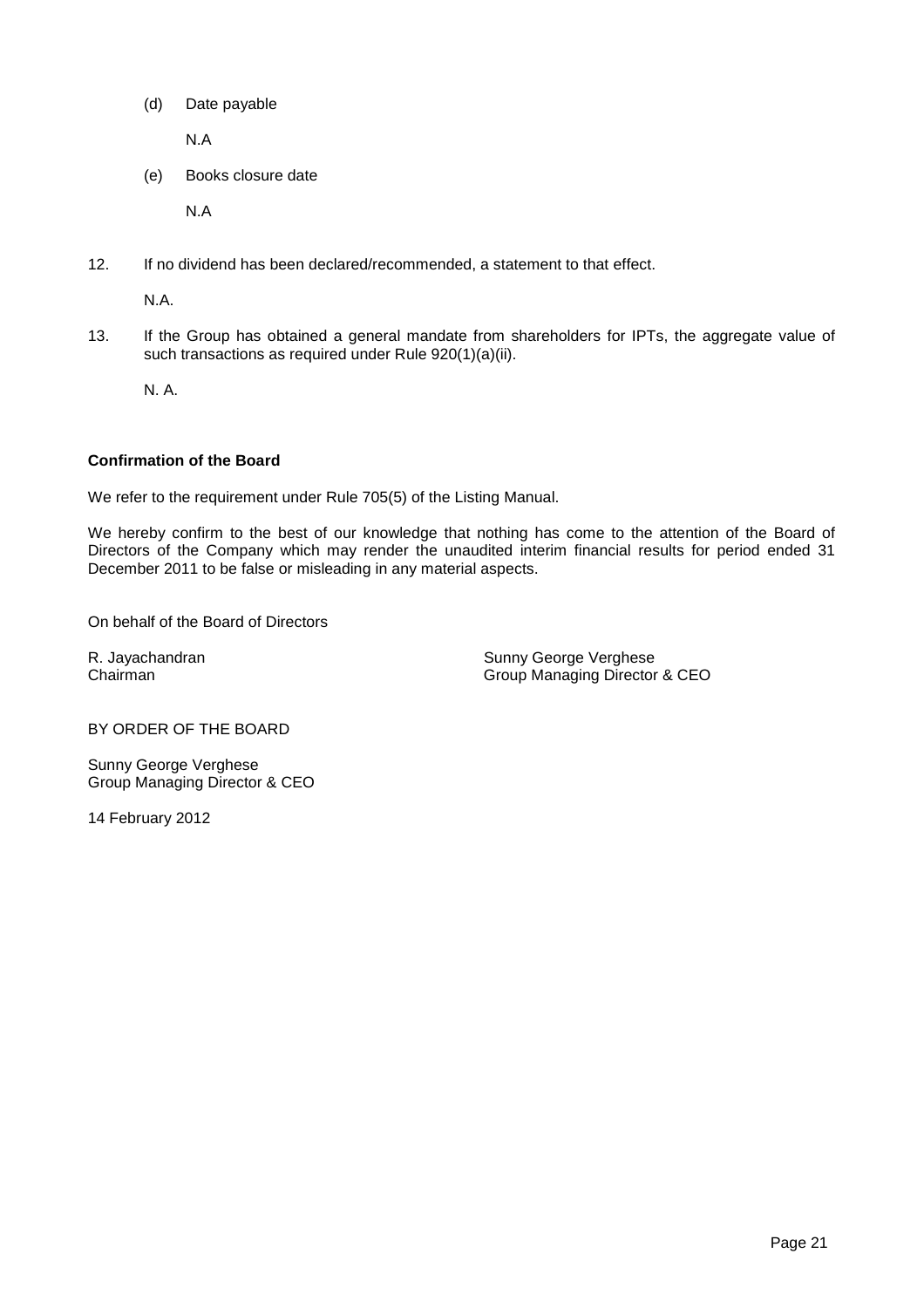(d) Date payable

N.A

(e) Books closure date

N.A

12. If no dividend has been declared/recommended, a statement to that effect.

N.A.

13. If the Group has obtained a general mandate from shareholders for IPTs, the aggregate value of such transactions as required under Rule 920(1)(a)(ii).

N. A.

**Confirmation of the Board**

We refer to the requirement under Rule 705(5) of the Listing Manual.

We hereby confirm to the best of our knowledge that nothing has come to the attention of the Board of Directors of the Company which may render the unaudited interim financial results for period ended 31 December 2011 to be false or misleading in any material aspects.

On behalf of the Board of Directors

R. Jayachandran
Chairman

Sunny George Verghese
Group Managing Director & CEO

BY ORDER OF THE BOARD

Sunny George Verghese
Group Managing Director & CEO

14 February 2012